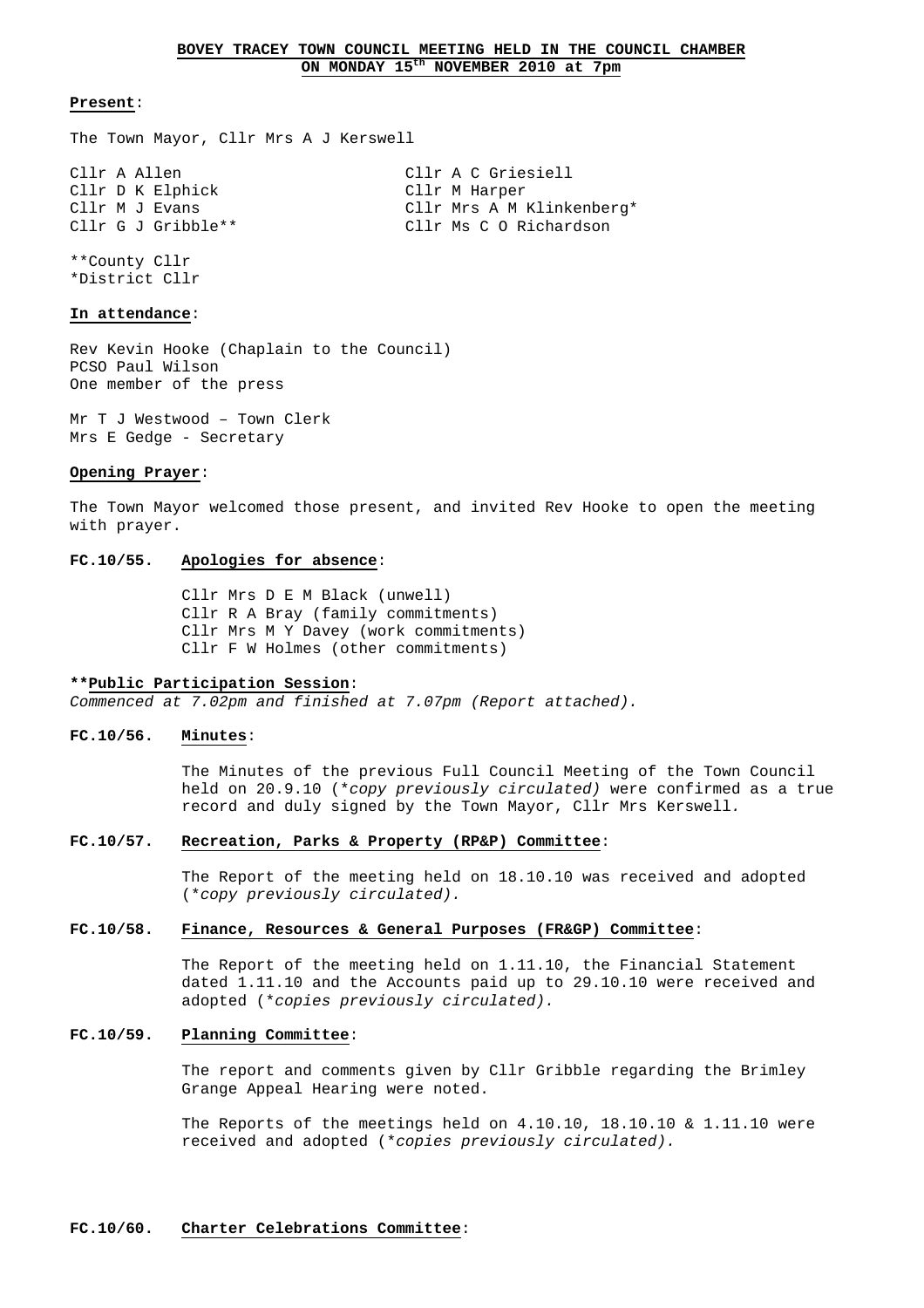# BOVEY TRACEY TOWN COUNCIL MEETING HELD IN THE COUNCIL CHAMBER ON MONDAY 15th NOVEMBER 2010 at 7pm

**Present**:

The Town Mayor, Cllr Mrs A J Kerswell

Cllr A Allen
Cllr D K Elphick
Cllr M J Evans
Cllr G J Gribble**
Cllr A C Griesiell
Cllr M Harper
Cllr Mrs A M Klinkenberg*
Cllr Ms C O Richardson

**County Cllr
*District Cllr

**In attendance**:

Rev Kevin Hooke (Chaplain to the Council)
PCSO Paul Wilson
One member of the press

Mr T J Westwood – Town Clerk
Mrs E Gedge - Secretary

**Opening Prayer**:

The Town Mayor welcomed those present, and invited Rev Hooke to open the meeting with prayer.

**FC.10/55. Apologies for absence**:

Cllr Mrs D E M Black (unwell)
Cllr R A Bray (family commitments)
Cllr Mrs M Y Davey (work commitments)
Cllr F W Holmes (other commitments)

****Public Participation Session**:
*Commenced at 7.02pm and finished at 7.07pm (Report attached).*

**FC.10/56. Minutes**:

The Minutes of the previous Full Council Meeting of the Town Council held on 20.9.10 (*\*copy previously circulated*) were confirmed as a true record and duly signed by the Town Mayor, Cllr Mrs Kerswell.

**FC.10/57. Recreation, Parks & Property (RP&P) Committee**:

The Report of the meeting held on 18.10.10 was received and adopted (*\*copy previously circulated).*

**FC.10/58. Finance, Resources & General Purposes (FR&GP) Committee**:

The Report of the meeting held on 1.11.10, the Financial Statement dated 1.11.10 and the Accounts paid up to 29.10.10 were received and adopted (*\*copies previously circulated).*

**FC.10/59. Planning Committee**:

The report and comments given by Cllr Gribble regarding the Brimley Grange Appeal Hearing were noted.

The Reports of the meetings held on 4.10.10, 18.10.10 & 1.11.10 were received and adopted (*\*copies previously circulated).*

**FC.10/60. Charter Celebrations Committee**: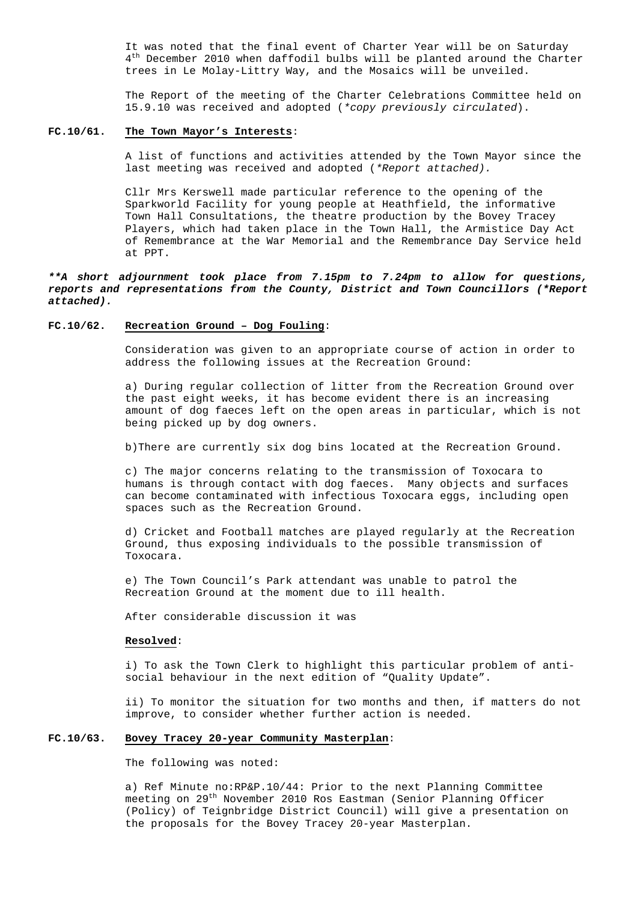It was noted that the final event of Charter Year will be on Saturday 4th December 2010 when daffodil bulbs will be planted around the Charter trees in Le Molay-Littry Way, and the Mosaics will be unveiled.

The Report of the meeting of the Charter Celebrations Committee held on 15.9.10 was received and adopted (*\*copy previously circulated*).

**FC.10/61. The Town Mayor's Interests**:

A list of functions and activities attended by the Town Mayor since the last meeting was received and adopted (*\*Report attached).*

Cllr Mrs Kerswell made particular reference to the opening of the Sparkworld Facility for young people at Heathfield, the informative Town Hall Consultations, the theatre production by the Bovey Tracey Players, which had taken place in the Town Hall, the Armistice Day Act of Remembrance at the War Memorial and the Remembrance Day Service held at PPT.

***\*\*A short adjournment took place from 7.15pm to 7.24pm to allow for questions, reports and representations from the County, District and Town Councillors (\*Report attached).***

**FC.10/62. Recreation Ground – Dog Fouling**:

Consideration was given to an appropriate course of action in order to address the following issues at the Recreation Ground:

a) During regular collection of litter from the Recreation Ground over the past eight weeks, it has become evident there is an increasing amount of dog faeces left on the open areas in particular, which is not being picked up by dog owners.

b)There are currently six dog bins located at the Recreation Ground.

c) The major concerns relating to the transmission of Toxocara to humans is through contact with dog faeces. Many objects and surfaces can become contaminated with infectious Toxocara eggs, including open spaces such as the Recreation Ground.

d) Cricket and Football matches are played regularly at the Recreation Ground, thus exposing individuals to the possible transmission of Toxocara.

e) The Town Council's Park attendant was unable to patrol the Recreation Ground at the moment due to ill health.

After considerable discussion it was

**Resolved**:

i) To ask the Town Clerk to highlight this particular problem of anti-social behaviour in the next edition of "Quality Update".

ii) To monitor the situation for two months and then, if matters do not improve, to consider whether further action is needed.

**FC.10/63. Bovey Tracey 20-year Community Masterplan**:

The following was noted:

a) Ref Minute no:RP&P.10/44: Prior to the next Planning Committee meeting on 29th November 2010 Ros Eastman (Senior Planning Officer (Policy) of Teignbridge District Council) will give a presentation on the proposals for the Bovey Tracey 20-year Masterplan.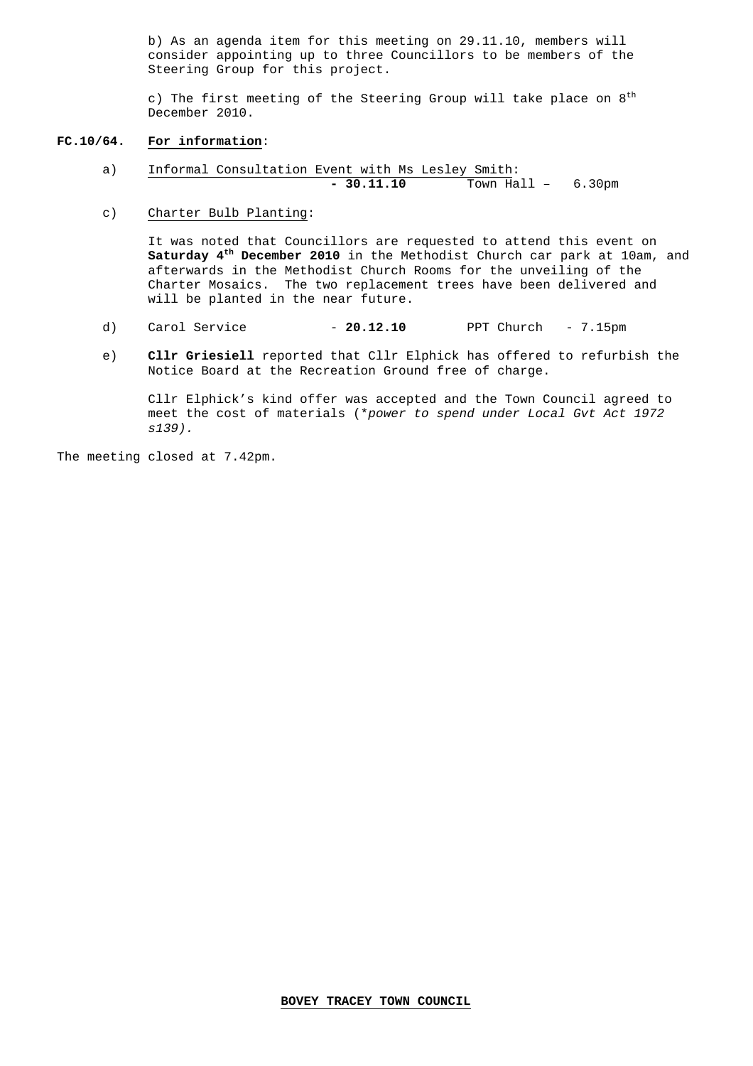b) As an agenda item for this meeting on 29.11.10, members will consider appointing up to three Councillors to be members of the Steering Group for this project.

c) The first meeting of the Steering Group will take place on 8th December 2010.

**FC.10/64. For information**:

a) Informal Consultation Event with Ms Lesley Smith: **- 30.11.10** Town Hall – 6.30pm

c) Charter Bulb Planting:

It was noted that Councillors are requested to attend this event on **Saturday 4th December 2010** in the Methodist Church car park at 10am, and afterwards in the Methodist Church Rooms for the unveiling of the Charter Mosaics. The two replacement trees have been delivered and will be planted in the near future.

d) Carol Service - **20.12.10** PPT Church - 7.15pm

e) **Cllr Griesiell** reported that Cllr Elphick has offered to refurbish the Notice Board at the Recreation Ground free of charge.

Cllr Elphick's kind offer was accepted and the Town Council agreed to meet the cost of materials (*\*power to spend under Local Gvt Act 1972 s139).*

The meeting closed at 7.42pm.

**BOVEY TRACEY TOWN COUNCIL**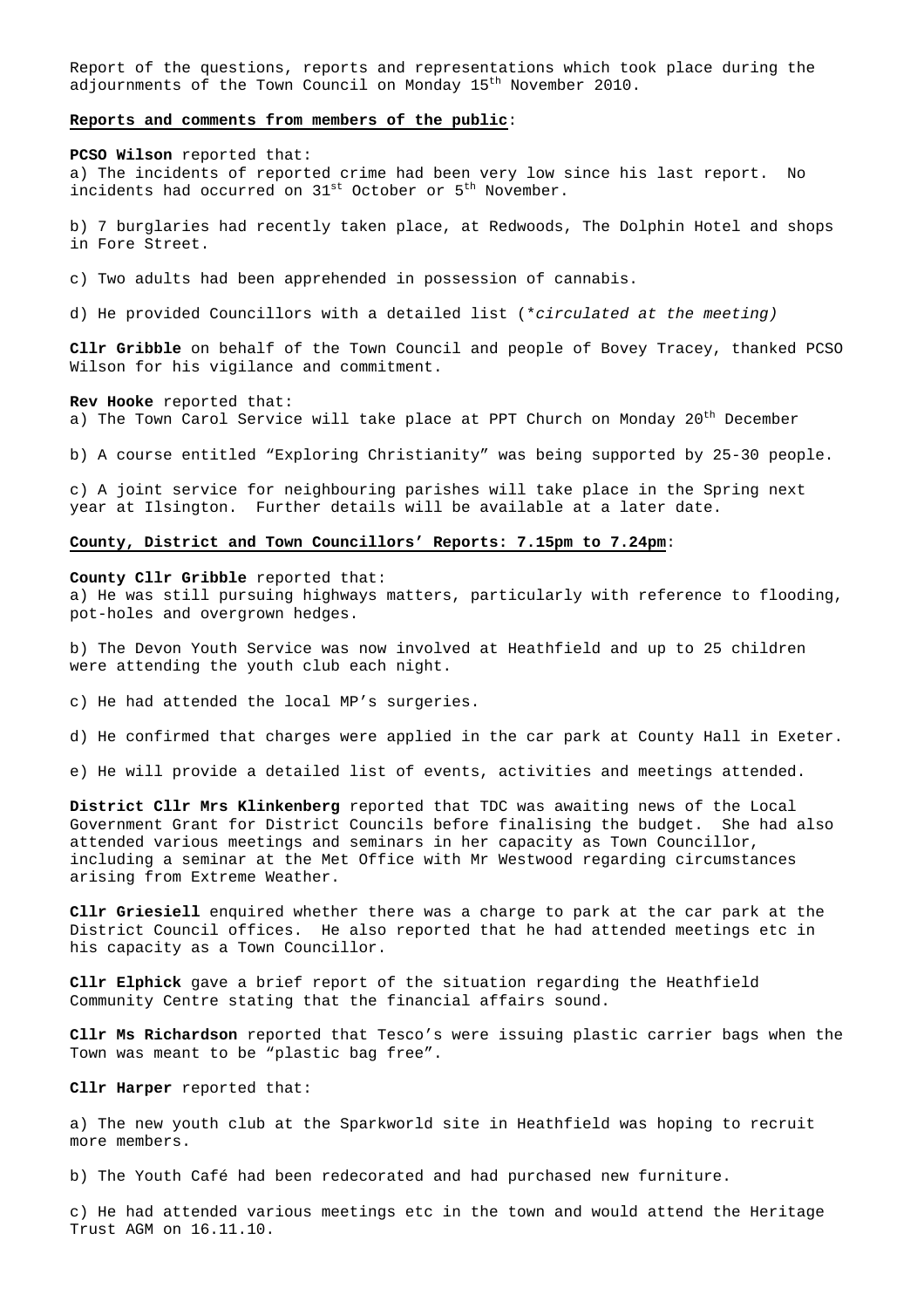Report of the questions, reports and representations which took place during the adjournments of the Town Council on Monday 15th November 2010.

**Reports and comments from members of the public**:

**PCSO Wilson** reported that:

a) The incidents of reported crime had been very low since his last report. No incidents had occurred on 31st October or 5th November.

b) 7 burglaries had recently taken place, at Redwoods, The Dolphin Hotel and shops in Fore Street.

c) Two adults had been apprehended in possession of cannabis.

d) He provided Councillors with a detailed list (**circulated at the meeting)*

**Cllr Gribble** on behalf of the Town Council and people of Bovey Tracey, thanked PCSO Wilson for his vigilance and commitment.

**Rev Hooke** reported that:

a) The Town Carol Service will take place at PPT Church on Monday 20th December

b) A course entitled "Exploring Christianity" was being supported by 25-30 people.

c) A joint service for neighbouring parishes will take place in the Spring next year at Ilsington. Further details will be available at a later date.

**County, District and Town Councillors' Reports: 7.15pm to 7.24pm**:

**County Cllr Gribble** reported that:

a) He was still pursuing highways matters, particularly with reference to flooding, pot-holes and overgrown hedges.

b) The Devon Youth Service was now involved at Heathfield and up to 25 children were attending the youth club each night.

c) He had attended the local MP's surgeries.

d) He confirmed that charges were applied in the car park at County Hall in Exeter.

e) He will provide a detailed list of events, activities and meetings attended.

**District Cllr Mrs Klinkenberg** reported that TDC was awaiting news of the Local Government Grant for District Councils before finalising the budget. She had also attended various meetings and seminars in her capacity as Town Councillor, including a seminar at the Met Office with Mr Westwood regarding circumstances arising from Extreme Weather.

**Cllr Griesiell** enquired whether there was a charge to park at the car park at the District Council offices. He also reported that he had attended meetings etc in his capacity as a Town Councillor.

**Cllr Elphick** gave a brief report of the situation regarding the Heathfield Community Centre stating that the financial affairs sound.

**Cllr Ms Richardson** reported that Tesco's were issuing plastic carrier bags when the Town was meant to be "plastic bag free".

**Cllr Harper** reported that:

a) The new youth club at the Sparkworld site in Heathfield was hoping to recruit more members.

b) The Youth Café had been redecorated and had purchased new furniture.

c) He had attended various meetings etc in the town and would attend the Heritage Trust AGM on 16.11.10.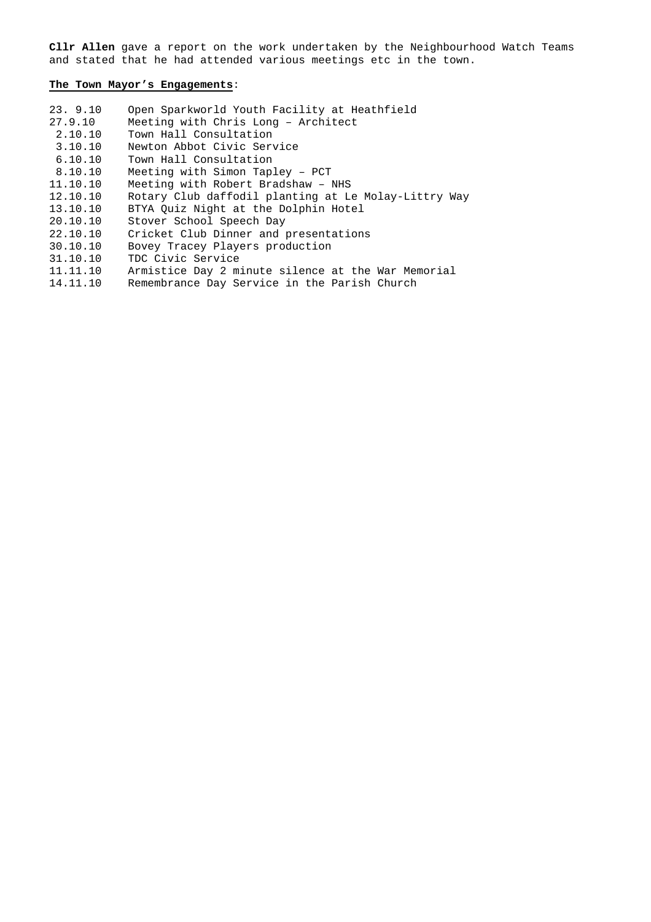**Cllr Allen** gave a report on the work undertaken by the Neighbourhood Watch Teams and stated that he had attended various meetings etc in the town.

**The Town Mayor's Engagements**:

| | |
|---|---|
| 23. 9.10 | Open Sparkworld Youth Facility at Heathfield |
| 27.9.10 | Meeting with Chris Long – Architect |
| 2.10.10 | Town Hall Consultation |
| 3.10.10 | Newton Abbot Civic Service |
| 6.10.10 | Town Hall Consultation |
| 8.10.10 | Meeting with Simon Tapley – PCT |
| 11.10.10 | Meeting with Robert Bradshaw – NHS |
| 12.10.10 | Rotary Club daffodil planting at Le Molay-Littry Way |
| 13.10.10 | BTYA Quiz Night at the Dolphin Hotel |
| 20.10.10 | Stover School Speech Day |
| 22.10.10 | Cricket Club Dinner and presentations |
| 30.10.10 | Bovey Tracey Players production |
| 31.10.10 | TDC Civic Service |
| 11.11.10 | Armistice Day 2 minute silence at the War Memorial |
| 14.11.10 | Remembrance Day Service in the Parish Church |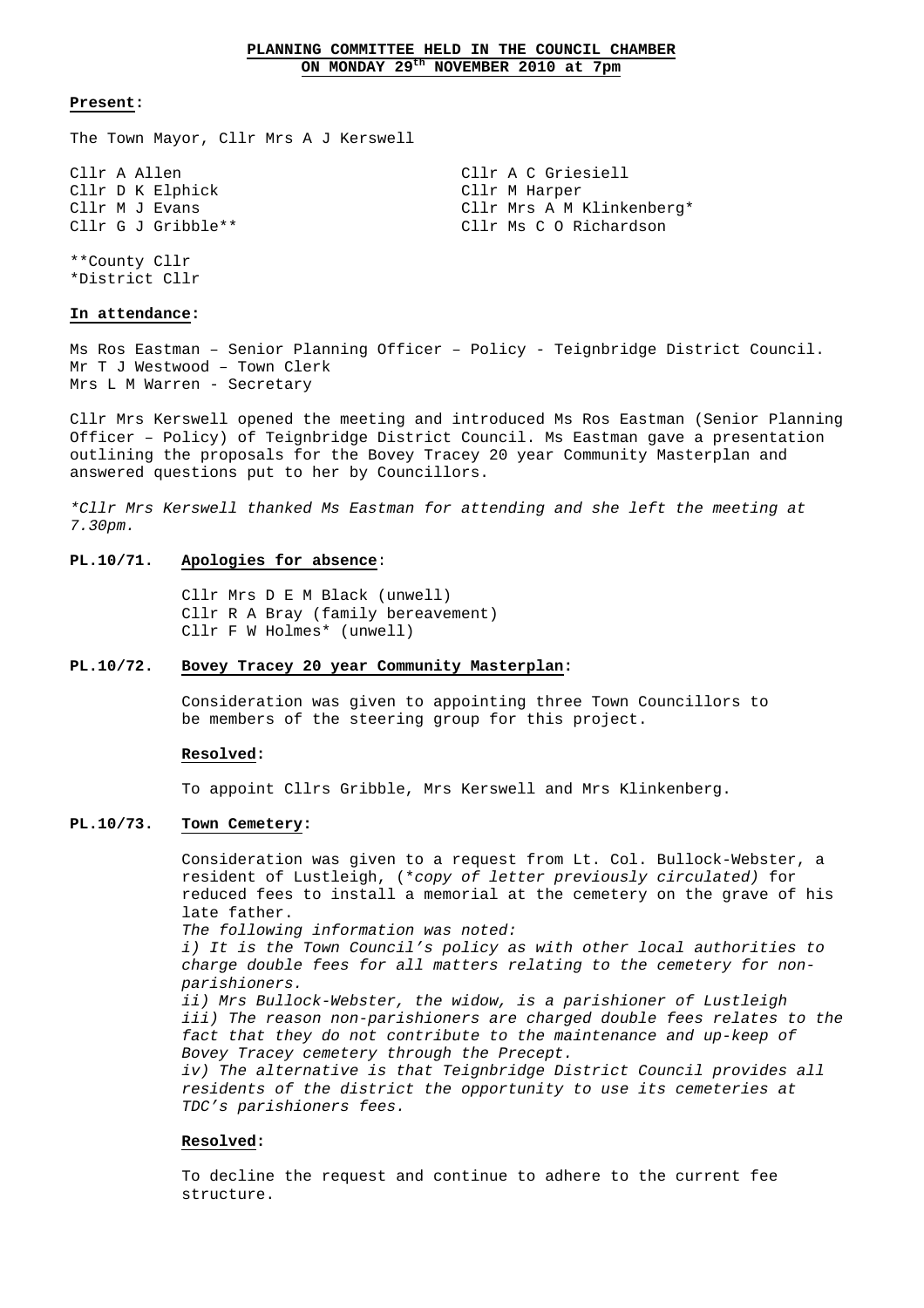**PLANNING COMMITTEE HELD IN THE COUNCIL CHAMBER**
**ON MONDAY 29th NOVEMBER 2010 at 7pm**

**Present:**

The Town Mayor, Cllr Mrs A J Kerswell

Cllr A Allen
Cllr D K Elphick
Cllr M J Evans
Cllr G J Gribble**
Cllr A C Griesiell
Cllr M Harper
Cllr Mrs A M Klinkenberg*
Cllr Ms C O Richardson

**County Cllr
*District Cllr

**In attendance:**

Ms Ros Eastman – Senior Planning Officer – Policy - Teignbridge District Council.
Mr T J Westwood – Town Clerk
Mrs L M Warren - Secretary

Cllr Mrs Kerswell opened the meeting and introduced Ms Ros Eastman (Senior Planning Officer – Policy) of Teignbridge District Council. Ms Eastman gave a presentation outlining the proposals for the Bovey Tracey 20 year Community Masterplan and answered questions put to her by Councillors.

*\*Cllr Mrs Kerswell thanked Ms Eastman for attending and she left the meeting at 7.30pm.*

**PL.10/71. Apologies for absence:**

Cllr Mrs D E M Black (unwell)
Cllr R A Bray (family bereavement)
Cllr F W Holmes* (unwell)

**PL.10/72. Bovey Tracey 20 year Community Masterplan:**

Consideration was given to appointing three Town Councillors to be members of the steering group for this project.

**Resolved:**

To appoint Cllrs Gribble, Mrs Kerswell and Mrs Klinkenberg.

**PL.10/73. Town Cemetery:**

Consideration was given to a request from Lt. Col. Bullock-Webster, a resident of Lustleigh, (*\*copy of letter previously circulated)* for reduced fees to install a memorial at the cemetery on the grave of his late father.

*The following information was noted:*

*i) It is the Town Council's policy as with other local authorities to charge double fees for all matters relating to the cemetery for non-parishioners.*

*ii) Mrs Bullock-Webster, the widow, is a parishioner of Lustleigh*

*iii) The reason non-parishioners are charged double fees relates to the fact that they do not contribute to the maintenance and up-keep of Bovey Tracey cemetery through the Precept.*

*iv) The alternative is that Teignbridge District Council provides all residents of the district the opportunity to use its cemeteries at TDC's parishioners fees.*

**Resolved:**

To decline the request and continue to adhere to the current fee structure.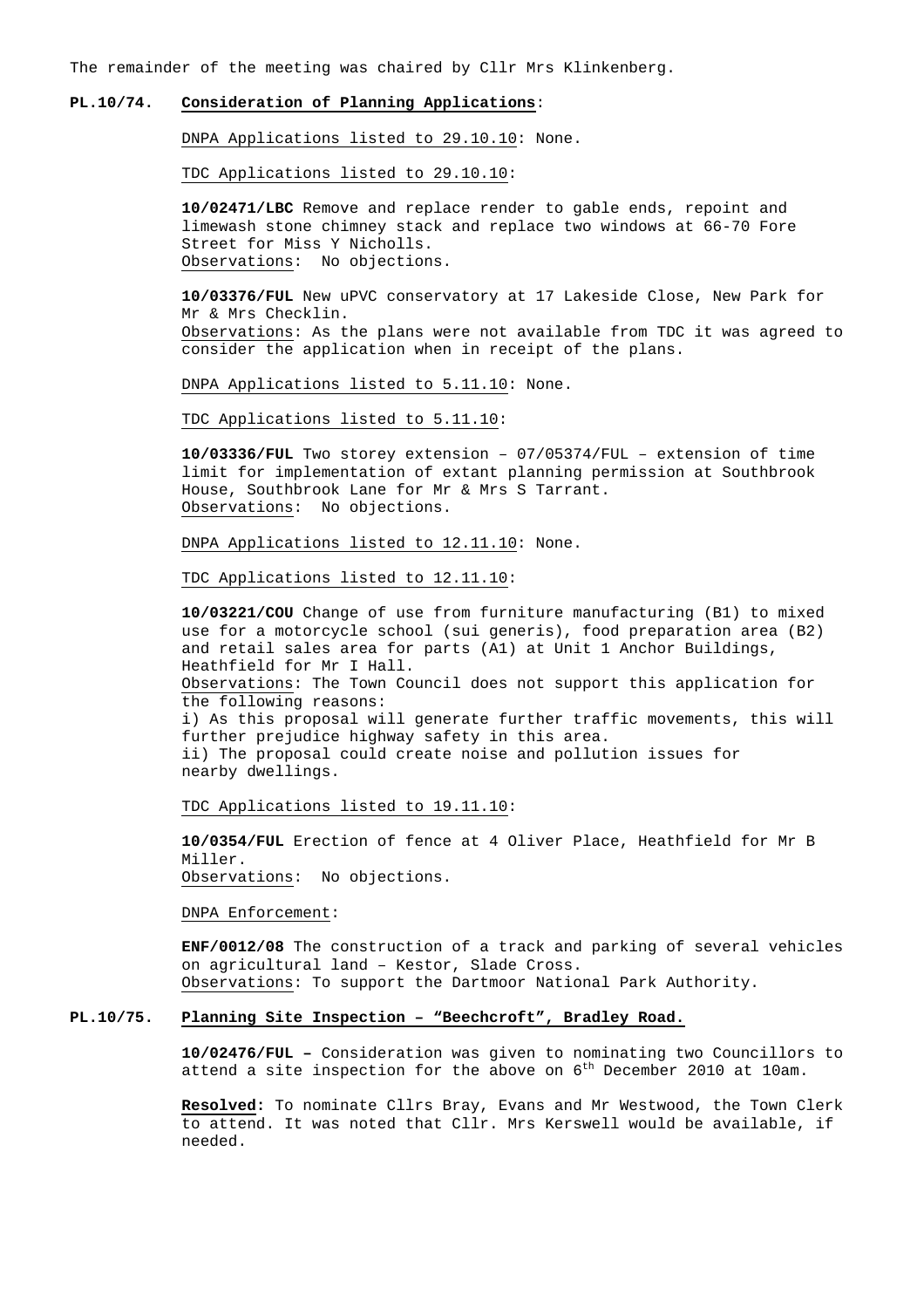The remainder of the meeting was chaired by Cllr Mrs Klinkenberg.

**PL.10/74. Consideration of Planning Applications:**

DNPA Applications listed to 29.10.10: None.

TDC Applications listed to 29.10.10:

**10/02471/LBC** Remove and replace render to gable ends, repoint and limewash stone chimney stack and replace two windows at 66-70 Fore Street for Miss Y Nicholls.
Observations: No objections.

**10/03376/FUL** New uPVC conservatory at 17 Lakeside Close, New Park for Mr & Mrs Checklin.
Observations: As the plans were not available from TDC it was agreed to consider the application when in receipt of the plans.

DNPA Applications listed to 5.11.10: None.

TDC Applications listed to 5.11.10:

**10/03336/FUL** Two storey extension – 07/05374/FUL – extension of time limit for implementation of extant planning permission at Southbrook House, Southbrook Lane for Mr & Mrs S Tarrant.
Observations: No objections.

DNPA Applications listed to 12.11.10: None.

TDC Applications listed to 12.11.10:

**10/03221/COU** Change of use from furniture manufacturing (B1) to mixed use for a motorcycle school (sui generis), food preparation area (B2) and retail sales area for parts (A1) at Unit 1 Anchor Buildings, Heathfield for Mr I Hall.
Observations: The Town Council does not support this application for the following reasons:
i) As this proposal will generate further traffic movements, this will further prejudice highway safety in this area.
ii) The proposal could create noise and pollution issues for nearby dwellings.

TDC Applications listed to 19.11.10:

**10/0354/FUL** Erection of fence at 4 Oliver Place, Heathfield for Mr B Miller.
Observations: No objections.

DNPA Enforcement:

**ENF/0012/08** The construction of a track and parking of several vehicles on agricultural land – Kestor, Slade Cross.
Observations: To support the Dartmoor National Park Authority.

**PL.10/75. Planning Site Inspection – "Beechcroft", Bradley Road.**

**10/02476/FUL –** Consideration was given to nominating two Councillors to attend a site inspection for the above on 6th December 2010 at 10am.

**Resolved:** To nominate Cllrs Bray, Evans and Mr Westwood, the Town Clerk to attend. It was noted that Cllr. Mrs Kerswell would be available, if needed.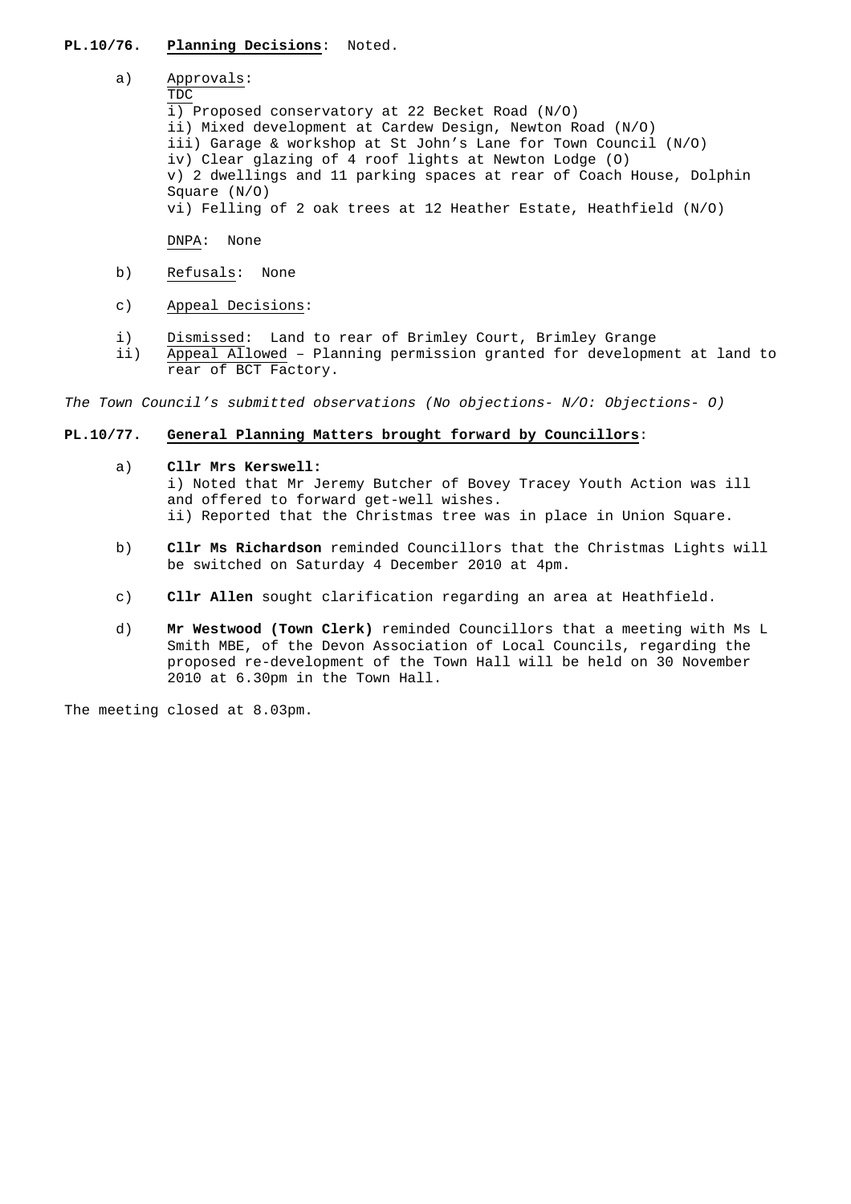**PL.10/76. <u>Planning Decisions</u>**: Noted.

a) <u>Approvals</u>:

<u>TDC</u>

i) Proposed conservatory at 22 Becket Road (N/O)
ii) Mixed development at Cardew Design, Newton Road (N/O)
iii) Garage & workshop at St John's Lane for Town Council (N/O)
iv) Clear glazing of 4 roof lights at Newton Lodge (O)
v) 2 dwellings and 11 parking spaces at rear of Coach House, Dolphin Square (N/O)
vi) Felling of 2 oak trees at 12 Heather Estate, Heathfield (N/O)

<u>DNPA</u>: None

b) <u>Refusals</u>: None

c) <u>Appeal Decisions</u>:

i) <u>Dismissed</u>: Land to rear of Brimley Court, Brimley Grange
ii) <u>Appeal Allowed</u> – Planning permission granted for development at land to rear of BCT Factory.

*The Town Council's submitted observations (No objections- N/O: Objections- O)*

**PL.10/77. <u>General Planning Matters brought forward by Councillors</u>**:

a) **Cllr Mrs Kerswell:**
i) Noted that Mr Jeremy Butcher of Bovey Tracey Youth Action was ill and offered to forward get-well wishes.
ii) Reported that the Christmas tree was in place in Union Square.

b) **Cllr Ms Richardson** reminded Councillors that the Christmas Lights will be switched on Saturday 4 December 2010 at 4pm.

c) **Cllr Allen** sought clarification regarding an area at Heathfield.

d) **Mr Westwood (Town Clerk)** reminded Councillors that a meeting with Ms L Smith MBE, of the Devon Association of Local Councils, regarding the proposed re-development of the Town Hall will be held on 30 November 2010 at 6.30pm in the Town Hall.

The meeting closed at 8.03pm.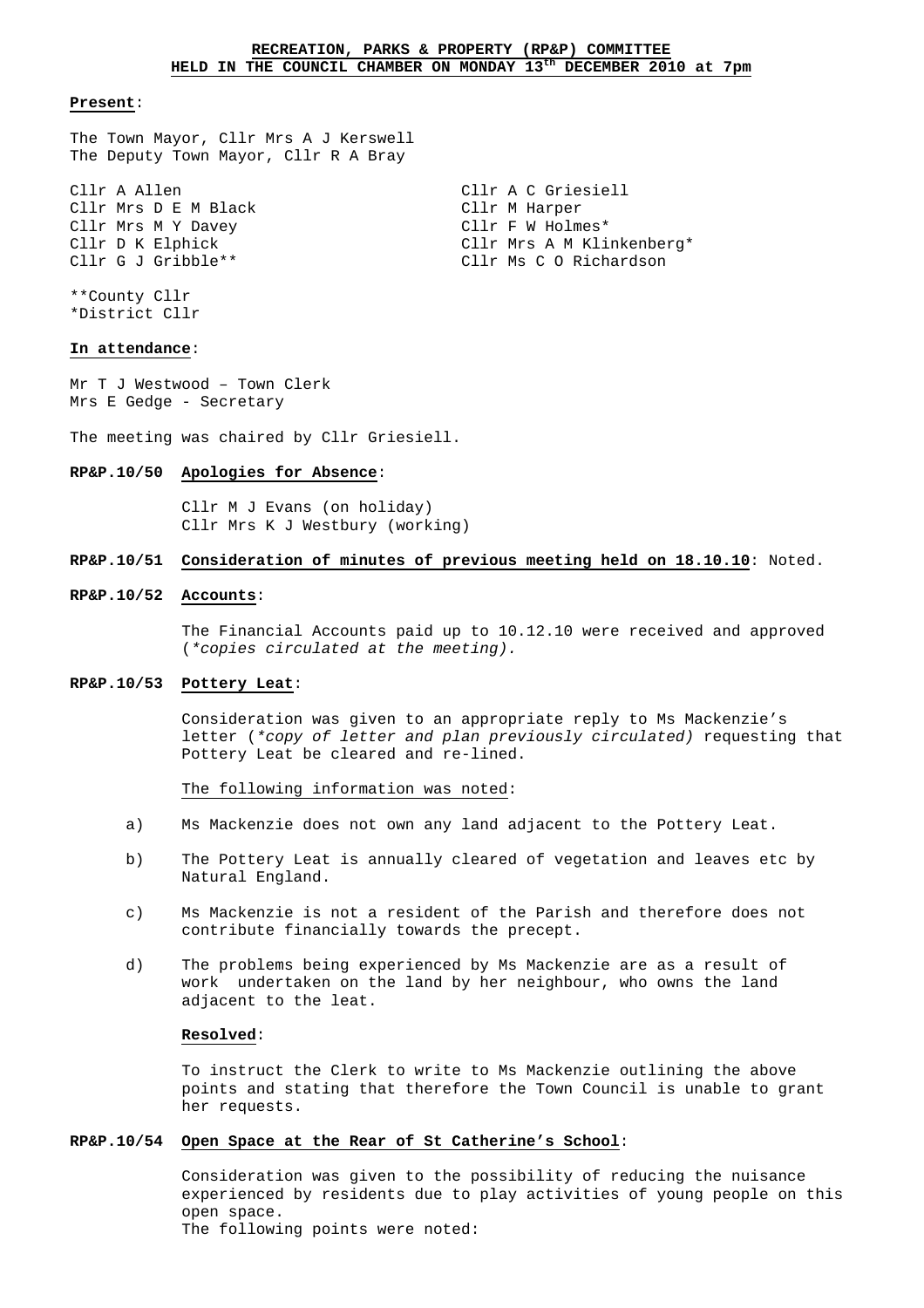**RECREATION, PARKS & PROPERTY (RP&P) COMMITTEE**
**HELD IN THE COUNCIL CHAMBER ON MONDAY 13th DECEMBER 2010 at 7pm**

**Present**:

The Town Mayor, Cllr Mrs A J Kerswell
The Deputy Town Mayor, Cllr R A Bray

Cllr A Allen
Cllr Mrs D E M Black
Cllr Mrs M Y Davey
Cllr D K Elphick
Cllr G J Gribble**
Cllr A C Griesiell
Cllr M Harper
Cllr F W Holmes*
Cllr Mrs A M Klinkenberg*
Cllr Ms C O Richardson

**County Cllr
*District Cllr

**In attendance**:

Mr T J Westwood – Town Clerk
Mrs E Gedge - Secretary

The meeting was chaired by Cllr Griesiell.

**RP&P.10/50 Apologies for Absence**:

Cllr M J Evans (on holiday)
Cllr Mrs K J Westbury (working)

**RP&P.10/51 Consideration of minutes of previous meeting held on 18.10.10**: Noted.

**RP&P.10/52 Accounts**:

The Financial Accounts paid up to 10.12.10 were received and approved (*\*copies circulated at the meeting).*

**RP&P.10/53 Pottery Leat**:

Consideration was given to an appropriate reply to Ms Mackenzie's letter (*\*copy of letter and plan previously circulated)* requesting that Pottery Leat be cleared and re-lined.

The following information was noted:

a) Ms Mackenzie does not own any land adjacent to the Pottery Leat.

b) The Pottery Leat is annually cleared of vegetation and leaves etc by Natural England.

c) Ms Mackenzie is not a resident of the Parish and therefore does not contribute financially towards the precept.

d) The problems being experienced by Ms Mackenzie are as a result of work undertaken on the land by her neighbour, who owns the land adjacent to the leat.

**Resolved**:

To instruct the Clerk to write to Ms Mackenzie outlining the above points and stating that therefore the Town Council is unable to grant her requests.

**RP&P.10/54 Open Space at the Rear of St Catherine's School**:

Consideration was given to the possibility of reducing the nuisance experienced by residents due to play activities of young people on this open space.
The following points were noted: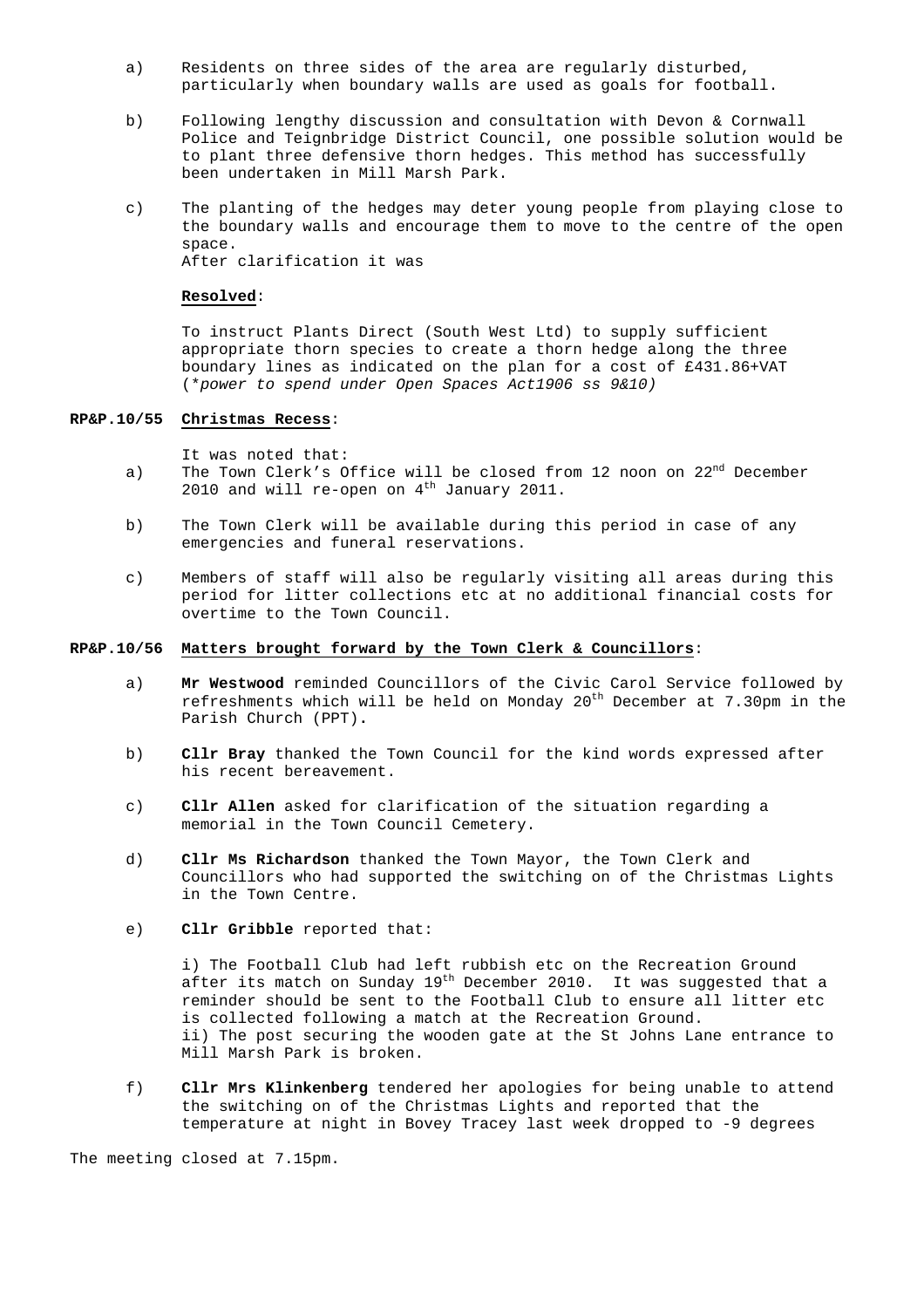a) Residents on three sides of the area are regularly disturbed, particularly when boundary walls are used as goals for football.

b) Following lengthy discussion and consultation with Devon & Cornwall Police and Teignbridge District Council, one possible solution would be to plant three defensive thorn hedges. This method has successfully been undertaken in Mill Marsh Park.

c) The planting of the hedges may deter young people from playing close to the boundary walls and encourage them to move to the centre of the open space.
After clarification it was

**Resolved**:

To instruct Plants Direct (South West Ltd) to supply sufficient appropriate thorn species to create a thorn hedge along the three boundary lines as indicated on the plan for a cost of £431.86+VAT (*\*power to spend under Open Spaces Act1906 ss 9&10)*

**RP&P.10/55 Christmas Recess**:

It was noted that:

a) The Town Clerk's Office will be closed from 12 noon on 22nd December 2010 and will re-open on 4th January 2011.

b) The Town Clerk will be available during this period in case of any emergencies and funeral reservations.

c) Members of staff will also be regularly visiting all areas during this period for litter collections etc at no additional financial costs for overtime to the Town Council.

**RP&P.10/56 Matters brought forward by the Town Clerk & Councillors**:

a) **Mr Westwood** reminded Councillors of the Civic Carol Service followed by refreshments which will be held on Monday 20th December at 7.30pm in the Parish Church (PPT).

b) **Cllr Bray** thanked the Town Council for the kind words expressed after his recent bereavement.

c) **Cllr Allen** asked for clarification of the situation regarding a memorial in the Town Council Cemetery.

d) **Cllr Ms Richardson** thanked the Town Mayor, the Town Clerk and Councillors who had supported the switching on of the Christmas Lights in the Town Centre.

e) **Cllr Gribble** reported that:

i) The Football Club had left rubbish etc on the Recreation Ground after its match on Sunday 19th December 2010. It was suggested that a reminder should be sent to the Football Club to ensure all litter etc is collected following a match at the Recreation Ground.
ii) The post securing the wooden gate at the St Johns Lane entrance to Mill Marsh Park is broken.

f) **Cllr Mrs Klinkenberg** tendered her apologies for being unable to attend the switching on of the Christmas Lights and reported that the temperature at night in Bovey Tracey last week dropped to -9 degrees

The meeting closed at 7.15pm.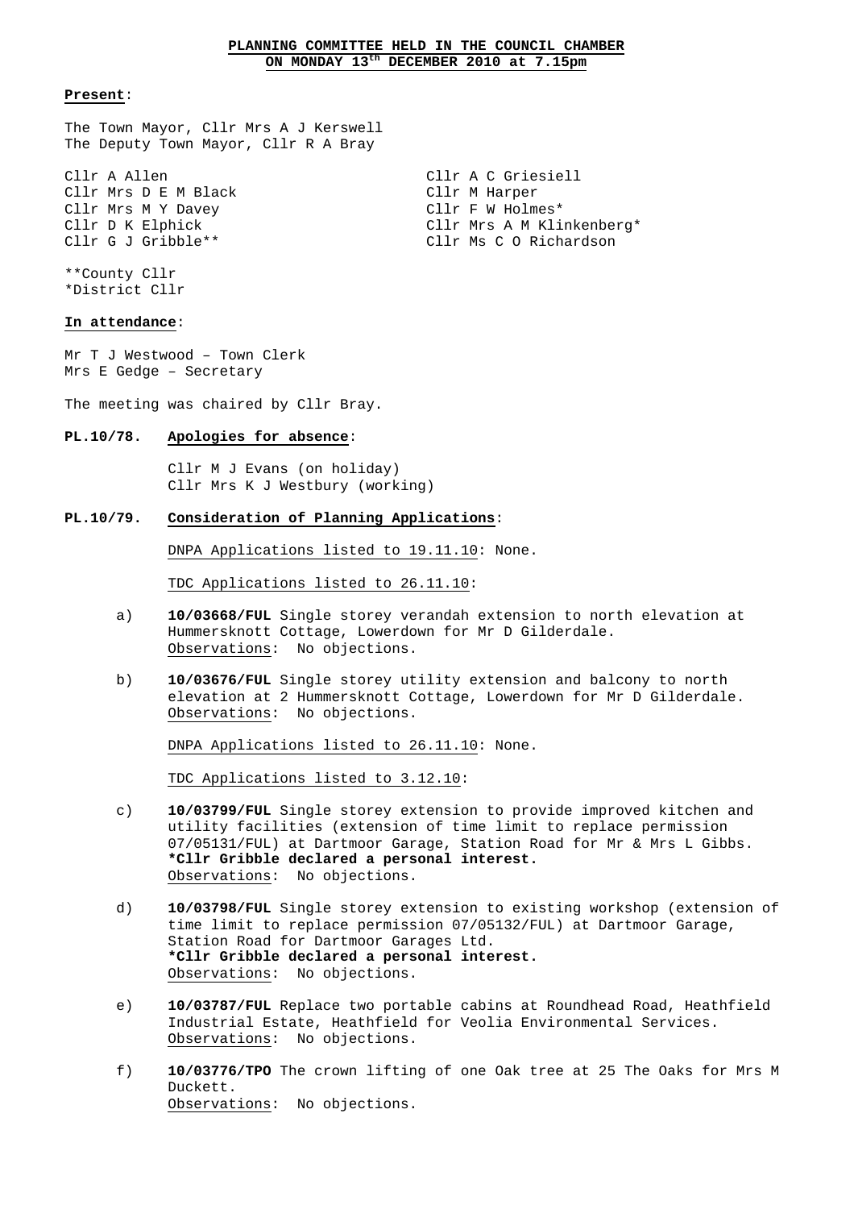# PLANNING COMMITTEE HELD IN THE COUNCIL CHAMBER ON MONDAY 13th DECEMBER 2010 at 7.15pm

**Present**:

The Town Mayor, Cllr Mrs A J Kerswell
The Deputy Town Mayor, Cllr R A Bray

Cllr A Allen
Cllr Mrs D E M Black
Cllr Mrs M Y Davey
Cllr D K Elphick
Cllr G J Gribble**
Cllr A C Griesiell
Cllr M Harper
Cllr F W Holmes*
Cllr Mrs A M Klinkenberg*
Cllr Ms C O Richardson

**County Cllr
*District Cllr

**In attendance**:

Mr T J Westwood – Town Clerk
Mrs E Gedge – Secretary

The meeting was chaired by Cllr Bray.

**PL.10/78. Apologies for absence**:

Cllr M J Evans (on holiday)
Cllr Mrs K J Westbury (working)

**PL.10/79. Consideration of Planning Applications**:

DNPA Applications listed to 19.11.10: None.

TDC Applications listed to 26.11.10:

a) **10/03668/FUL** Single storey verandah extension to north elevation at Hummersknott Cottage, Lowerdown for Mr D Gilderdale.
Observations: No objections.

b) **10/03676/FUL** Single storey utility extension and balcony to north elevation at 2 Hummersknott Cottage, Lowerdown for Mr D Gilderdale.
Observations: No objections.

DNPA Applications listed to 26.11.10: None.

TDC Applications listed to 3.12.10:

c) **10/03799/FUL** Single storey extension to provide improved kitchen and utility facilities (extension of time limit to replace permission 07/05131/FUL) at Dartmoor Garage, Station Road for Mr & Mrs L Gibbs.
**\*Cllr Gribble declared a personal interest.**
Observations: No objections.

d) **10/03798/FUL** Single storey extension to existing workshop (extension of time limit to replace permission 07/05132/FUL) at Dartmoor Garage, Station Road for Dartmoor Garages Ltd.
**\*Cllr Gribble declared a personal interest.**
Observations: No objections.

e) **10/03787/FUL** Replace two portable cabins at Roundhead Road, Heathfield Industrial Estate, Heathfield for Veolia Environmental Services.
Observations: No objections.

f) **10/03776/TPO** The crown lifting of one Oak tree at 25 The Oaks for Mrs M Duckett.
Observations: No objections.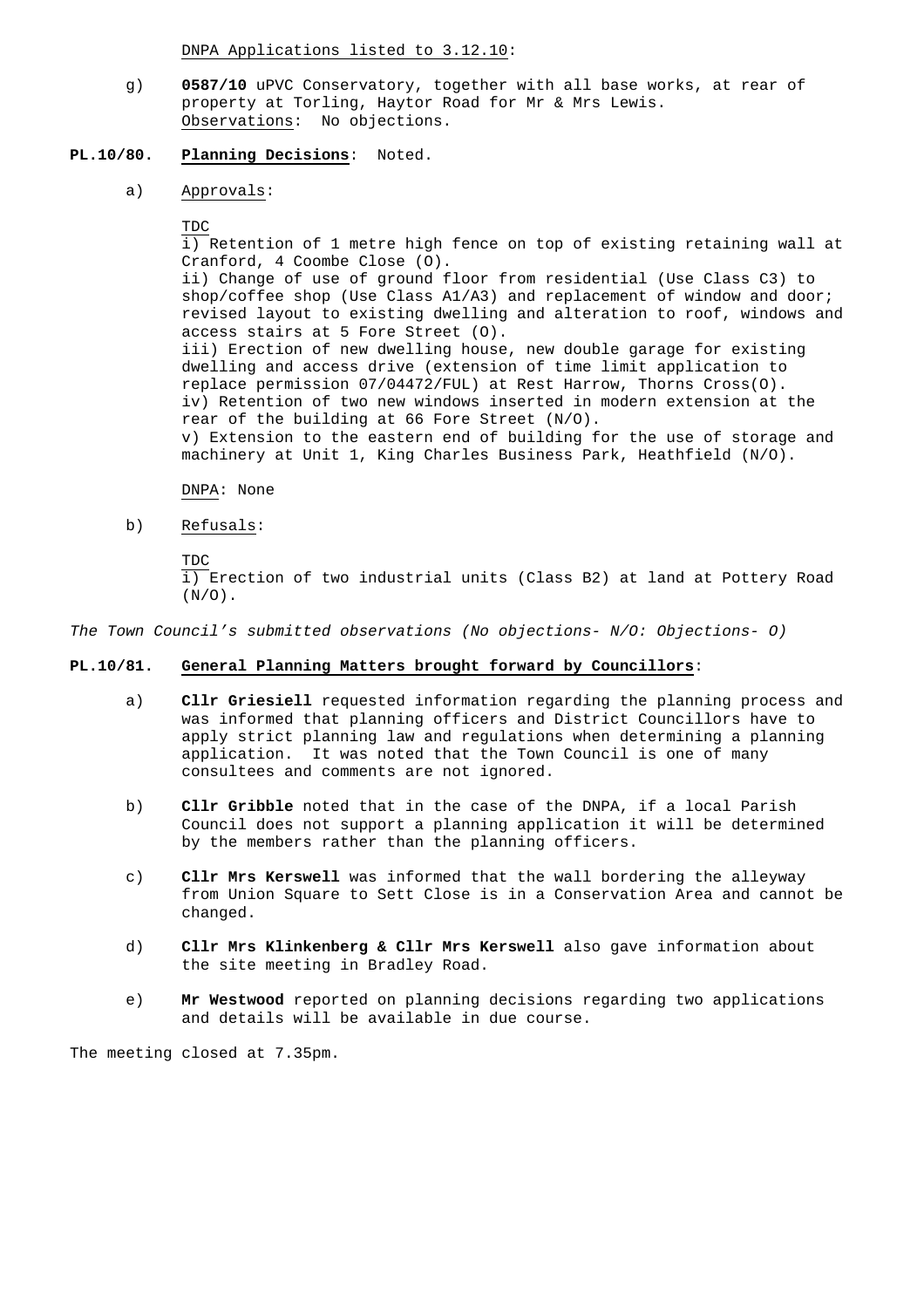<u>DNPA Applications listed to 3.12.10</u>:

g) **0587/10** uPVC Conservatory, together with all base works, at rear of property at Torling, Haytor Road for Mr & Mrs Lewis.
<u>Observations</u>: No objections.

**PL.10/80. <u>Planning Decisions</u>**: Noted.

a) <u>Approvals</u>:

<u>TDC</u>
i) Retention of 1 metre high fence on top of existing retaining wall at Cranford, 4 Coombe Close (O).
ii) Change of use of ground floor from residential (Use Class C3) to shop/coffee shop (Use Class A1/A3) and replacement of window and door; revised layout to existing dwelling and alteration to roof, windows and access stairs at 5 Fore Street (O).
iii) Erection of new dwelling house, new double garage for existing dwelling and access drive (extension of time limit application to replace permission 07/04472/FUL) at Rest Harrow, Thorns Cross(O).
iv) Retention of two new windows inserted in modern extension at the rear of the building at 66 Fore Street (N/O).
v) Extension to the eastern end of building for the use of storage and machinery at Unit 1, King Charles Business Park, Heathfield (N/O).

<u>DNPA</u>: None

b) <u>Refusals</u>:

<u>TDC</u>
i) Erection of two industrial units (Class B2) at land at Pottery Road (N/O).

*The Town Council's submitted observations (No objections- N/O: Objections- O)*

**PL.10/81. <u>General Planning Matters brought forward by Councillors</u>**:

a) **Cllr Griesiell** requested information regarding the planning process and was informed that planning officers and District Councillors have to apply strict planning law and regulations when determining a planning application. It was noted that the Town Council is one of many consultees and comments are not ignored.

b) **Cllr Gribble** noted that in the case of the DNPA, if a local Parish Council does not support a planning application it will be determined by the members rather than the planning officers.

c) **Cllr Mrs Kerswell** was informed that the wall bordering the alleyway from Union Square to Sett Close is in a Conservation Area and cannot be changed.

d) **Cllr Mrs Klinkenberg & Cllr Mrs Kerswell** also gave information about the site meeting in Bradley Road.

e) **Mr Westwood** reported on planning decisions regarding two applications and details will be available in due course.

The meeting closed at 7.35pm.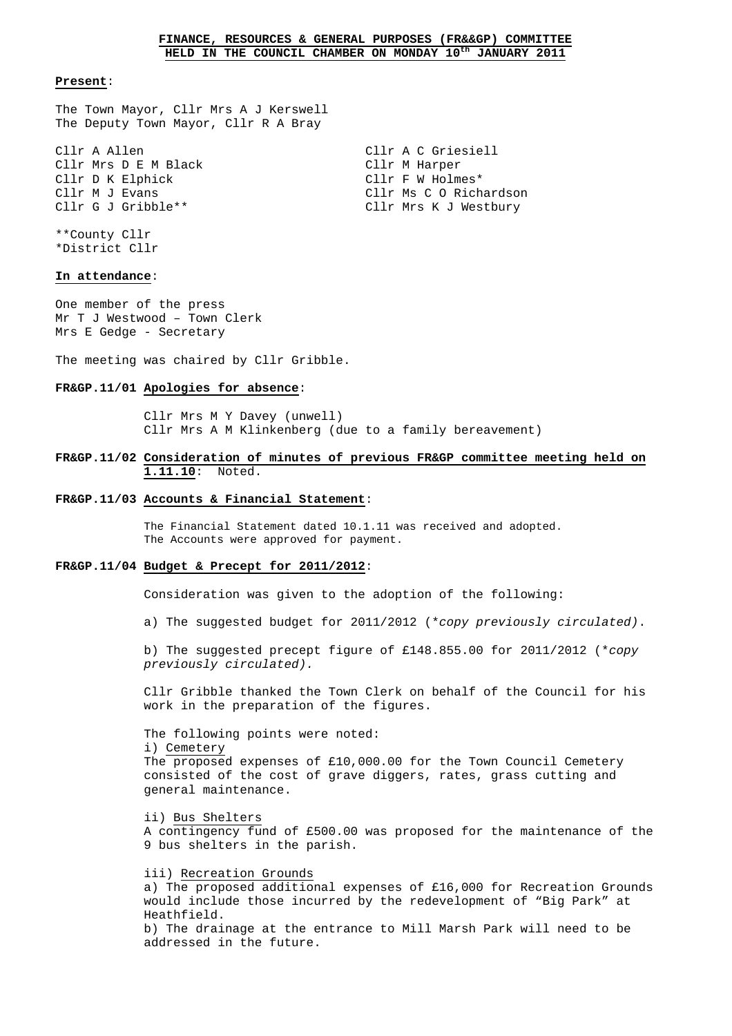**FINANCE, RESOURCES & GENERAL PURPOSES (FR&&GP) COMMITTEE HELD IN THE COUNCIL CHAMBER ON MONDAY 10th JANUARY 2011**

**Present**:

The Town Mayor, Cllr Mrs A J Kerswell
The Deputy Town Mayor, Cllr R A Bray

Cllr A Allen
Cllr Mrs D E M Black
Cllr D K Elphick
Cllr M J Evans
Cllr G J Gribble**
Cllr A C Griesiell
Cllr M Harper
Cllr F W Holmes*
Cllr Ms C O Richardson
Cllr Mrs K J Westbury

**County Cllr
*District Cllr

**In attendance**:

One member of the press
Mr T J Westwood – Town Clerk
Mrs E Gedge - Secretary

The meeting was chaired by Cllr Gribble.

**FR&GP.11/01 Apologies for absence**:

Cllr Mrs M Y Davey (unwell)
Cllr Mrs A M Klinkenberg (due to a family bereavement)

**FR&GP.11/02 Consideration of minutes of previous FR&GP committee meeting held on 1.11.10**: Noted.

**FR&GP.11/03 Accounts & Financial Statement**:

The Financial Statement dated 10.1.11 was received and adopted.
The Accounts were approved for payment.

**FR&GP.11/04 Budget & Precept for 2011/2012**:

Consideration was given to the adoption of the following:

a) The suggested budget for 2011/2012 (*\*copy previously circulated)*.

b) The suggested precept figure of £148.855.00 for 2011/2012 (*\*copy previously circulated).*

Cllr Gribble thanked the Town Clerk on behalf of the Council for his work in the preparation of the figures.

The following points were noted:

i) Cemetery
The proposed expenses of £10,000.00 for the Town Council Cemetery consisted of the cost of grave diggers, rates, grass cutting and general maintenance.

ii) Bus Shelters
A contingency fund of £500.00 was proposed for the maintenance of the 9 bus shelters in the parish.

iii) Recreation Grounds
a) The proposed additional expenses of £16,000 for Recreation Grounds would include those incurred by the redevelopment of "Big Park" at Heathfield.
b) The drainage at the entrance to Mill Marsh Park will need to be addressed in the future.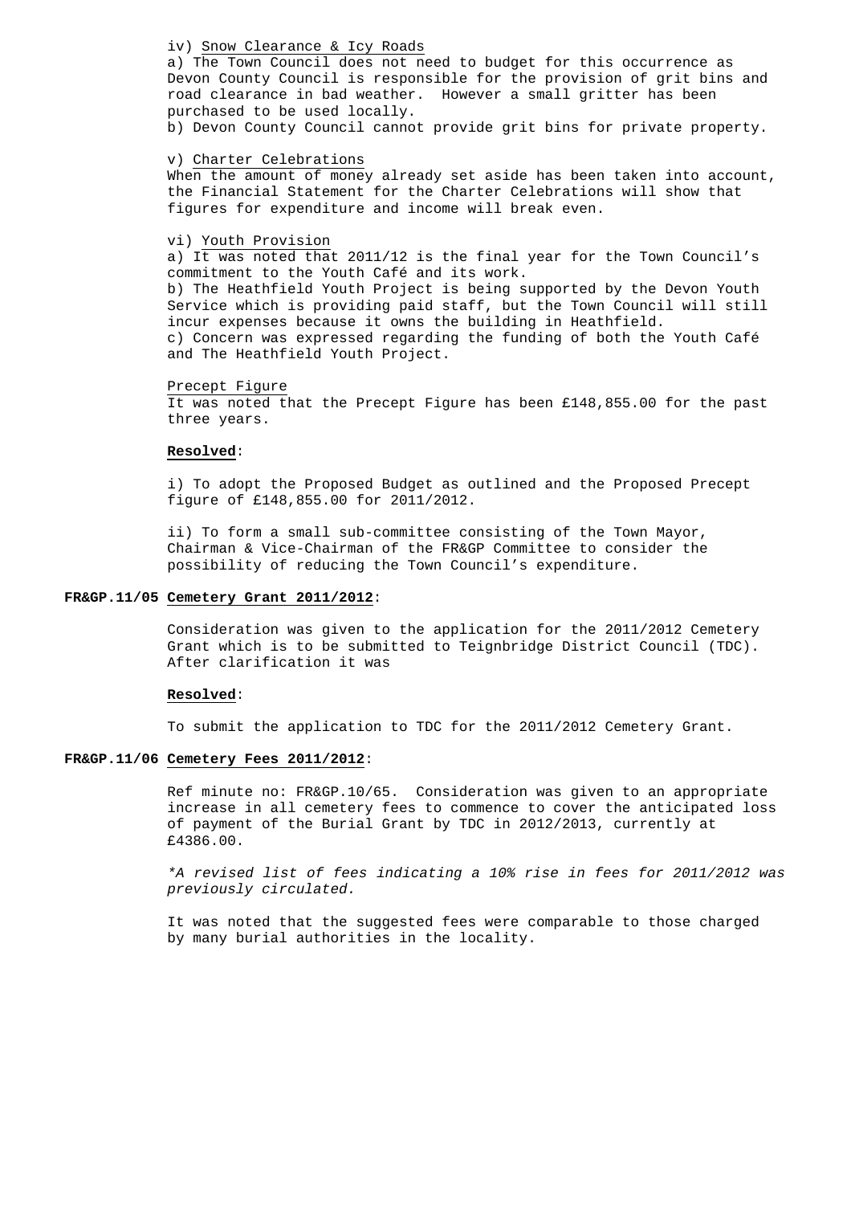iv) Snow Clearance & Icy Roads

a) The Town Council does not need to budget for this occurrence as Devon County Council is responsible for the provision of grit bins and road clearance in bad weather. However a small gritter has been purchased to be used locally.

b) Devon County Council cannot provide grit bins for private property.

v) Charter Celebrations

When the amount of money already set aside has been taken into account, the Financial Statement for the Charter Celebrations will show that figures for expenditure and income will break even.

vi) Youth Provision

a) It was noted that 2011/12 is the final year for the Town Council's commitment to the Youth Café and its work.

b) The Heathfield Youth Project is being supported by the Devon Youth Service which is providing paid staff, but the Town Council will still incur expenses because it owns the building in Heathfield.

c) Concern was expressed regarding the funding of both the Youth Café and The Heathfield Youth Project.

Precept Figure

It was noted that the Precept Figure has been £148,855.00 for the past three years.

**Resolved**:

i) To adopt the Proposed Budget as outlined and the Proposed Precept figure of £148,855.00 for 2011/2012.

ii) To form a small sub-committee consisting of the Town Mayor, Chairman & Vice-Chairman of the FR&GP Committee to consider the possibility of reducing the Town Council's expenditure.

**FR&GP.11/05 Cemetery Grant 2011/2012**:

Consideration was given to the application for the 2011/2012 Cemetery Grant which is to be submitted to Teignbridge District Council (TDC). After clarification it was

**Resolved**:

To submit the application to TDC for the 2011/2012 Cemetery Grant.

**FR&GP.11/06 Cemetery Fees 2011/2012**:

Ref minute no: FR&GP.10/65. Consideration was given to an appropriate increase in all cemetery fees to commence to cover the anticipated loss of payment of the Burial Grant by TDC in 2012/2013, currently at £4386.00.

*\*A revised list of fees indicating a 10% rise in fees for 2011/2012 was previously circulated.*

It was noted that the suggested fees were comparable to those charged by many burial authorities in the locality.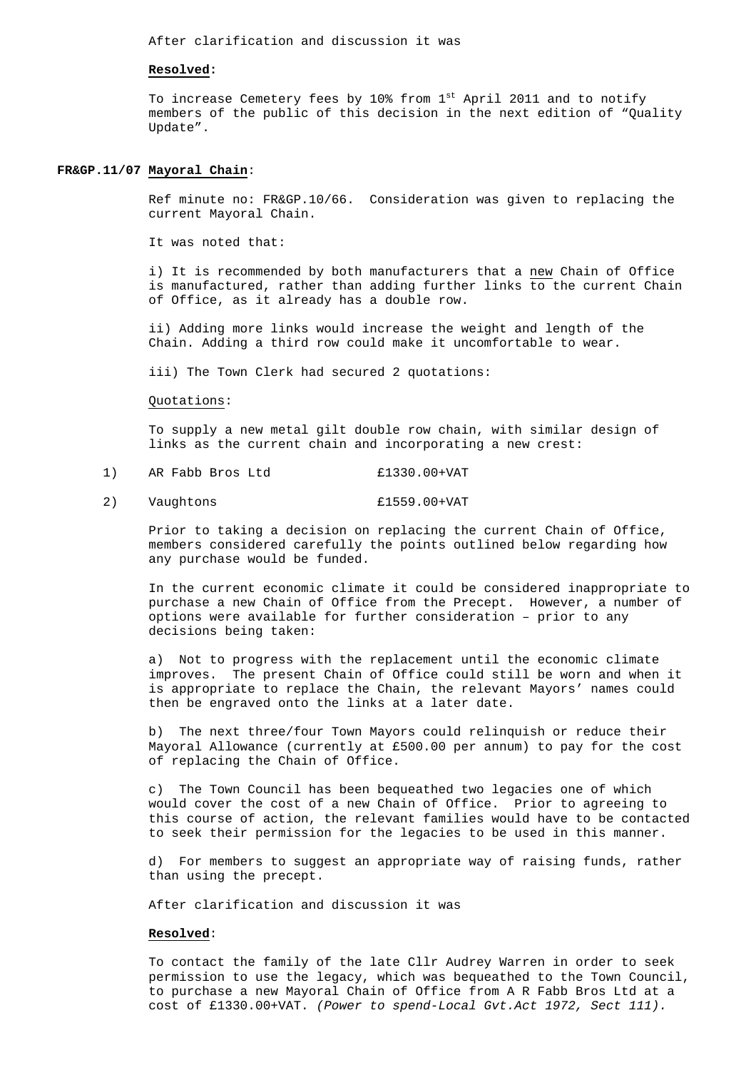After clarification and discussion it was

**Resolved:**

To increase Cemetery fees by 10% from 1st April 2011 and to notify members of the public of this decision in the next edition of "Quality Update".

**FR&GP.11/07 Mayoral Chain:**

Ref minute no: FR&GP.10/66. Consideration was given to replacing the current Mayoral Chain.

It was noted that:

i) It is recommended by both manufacturers that a new Chain of Office is manufactured, rather than adding further links to the current Chain of Office, as it already has a double row.

ii) Adding more links would increase the weight and length of the Chain. Adding a third row could make it uncomfortable to wear.

iii) The Town Clerk had secured 2 quotations:

Quotations:

To supply a new metal gilt double row chain, with similar design of links as the current chain and incorporating a new crest:

1) AR Fabb Bros Ltd £1330.00+VAT

2) Vaughtons £1559.00+VAT

Prior to taking a decision on replacing the current Chain of Office, members considered carefully the points outlined below regarding how any purchase would be funded.

In the current economic climate it could be considered inappropriate to purchase a new Chain of Office from the Precept. However, a number of options were available for further consideration – prior to any decisions being taken:

a) Not to progress with the replacement until the economic climate improves. The present Chain of Office could still be worn and when it is appropriate to replace the Chain, the relevant Mayors' names could then be engraved onto the links at a later date.

b) The next three/four Town Mayors could relinquish or reduce their Mayoral Allowance (currently at £500.00 per annum) to pay for the cost of replacing the Chain of Office.

c) The Town Council has been bequeathed two legacies one of which would cover the cost of a new Chain of Office. Prior to agreeing to this course of action, the relevant families would have to be contacted to seek their permission for the legacies to be used in this manner.

d) For members to suggest an appropriate way of raising funds, rather than using the precept.

After clarification and discussion it was

**Resolved:**

To contact the family of the late Cllr Audrey Warren in order to seek permission to use the legacy, which was bequeathed to the Town Council, to purchase a new Mayoral Chain of Office from A R Fabb Bros Ltd at a cost of £1330.00+VAT. *(Power to spend-Local Gvt.Act 1972, Sect 111).*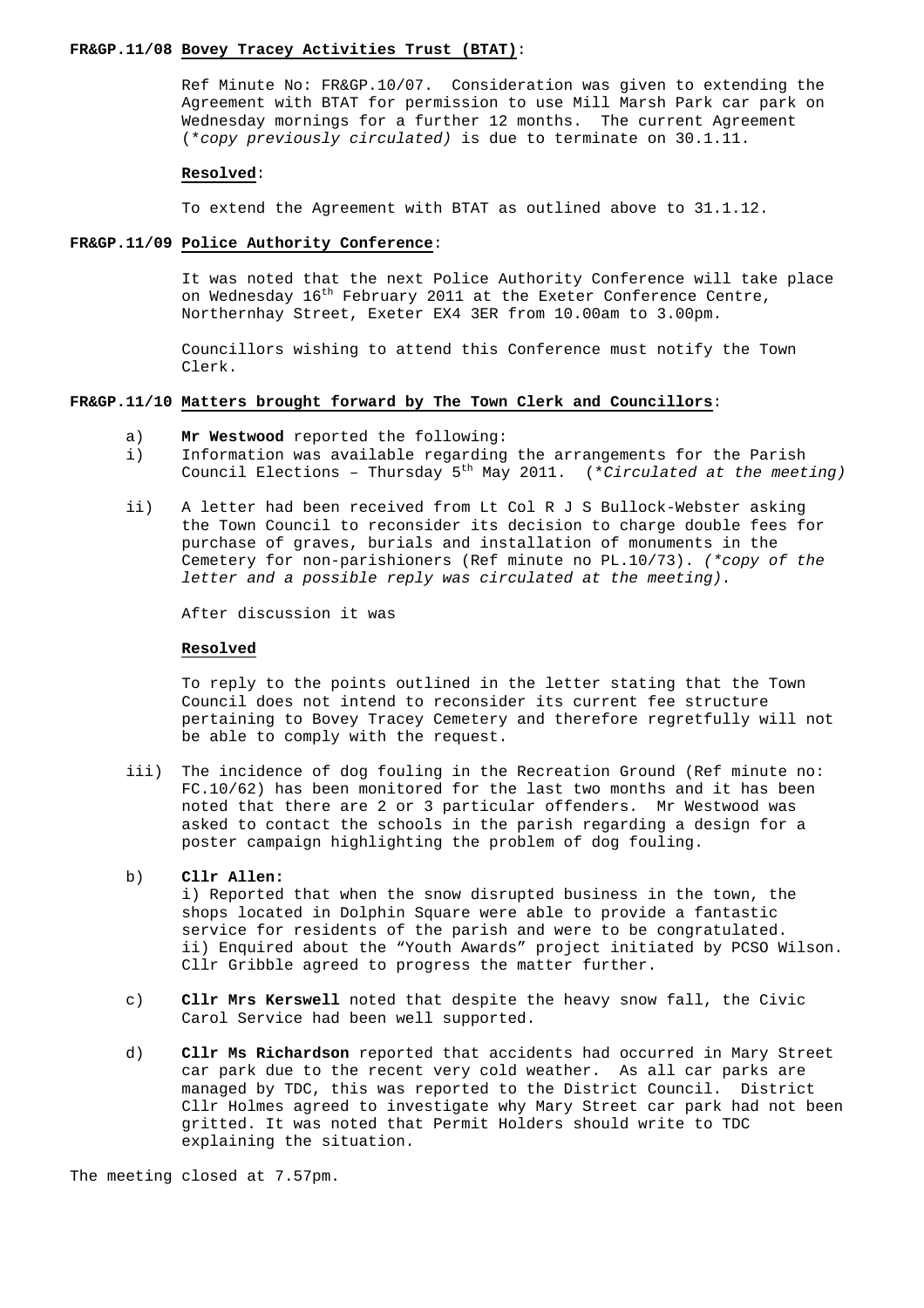**FR&GP.11/08 Bovey Tracey Activities Trust (BTAT):**

Ref Minute No: FR&GP.10/07. Consideration was given to extending the Agreement with BTAT for permission to use Mill Marsh Park car park on Wednesday mornings for a further 12 months. The current Agreement (*copy previously circulated)* is due to terminate on 30.1.11.

**Resolved**:

To extend the Agreement with BTAT as outlined above to 31.1.12.

**FR&GP.11/09 Police Authority Conference:**

It was noted that the next Police Authority Conference will take place on Wednesday 16th February 2011 at the Exeter Conference Centre, Northernhay Street, Exeter EX4 3ER from 10.00am to 3.00pm.

Councillors wishing to attend this Conference must notify the Town Clerk.

**FR&GP.11/10 Matters brought forward by The Town Clerk and Councillors:**

a) **Mr Westwood** reported the following:

i) Information was available regarding the arrangements for the Parish Council Elections – Thursday 5th May 2011. (*Circulated at the meeting)*

ii) A letter had been received from Lt Col R J S Bullock-Webster asking the Town Council to reconsider its decision to charge double fees for purchase of graves, burials and installation of monuments in the Cemetery for non-parishioners (Ref minute no PL.10/73). *(*copy of the letter and a possible reply was circulated at the meeting).*

After discussion it was

**Resolved**

To reply to the points outlined in the letter stating that the Town Council does not intend to reconsider its current fee structure pertaining to Bovey Tracey Cemetery and therefore regretfully will not be able to comply with the request.

iii) The incidence of dog fouling in the Recreation Ground (Ref minute no: FC.10/62) has been monitored for the last two months and it has been noted that there are 2 or 3 particular offenders. Mr Westwood was asked to contact the schools in the parish regarding a design for a poster campaign highlighting the problem of dog fouling.

b) **Cllr Allen:**
i) Reported that when the snow disrupted business in the town, the shops located in Dolphin Square were able to provide a fantastic service for residents of the parish and were to be congratulated.
ii) Enquired about the "Youth Awards" project initiated by PCSO Wilson. Cllr Gribble agreed to progress the matter further.

c) **Cllr Mrs Kerswell** noted that despite the heavy snow fall, the Civic Carol Service had been well supported.

d) **Cllr Ms Richardson** reported that accidents had occurred in Mary Street car park due to the recent very cold weather. As all car parks are managed by TDC, this was reported to the District Council. District Cllr Holmes agreed to investigate why Mary Street car park had not been gritted. It was noted that Permit Holders should write to TDC explaining the situation.

The meeting closed at 7.57pm.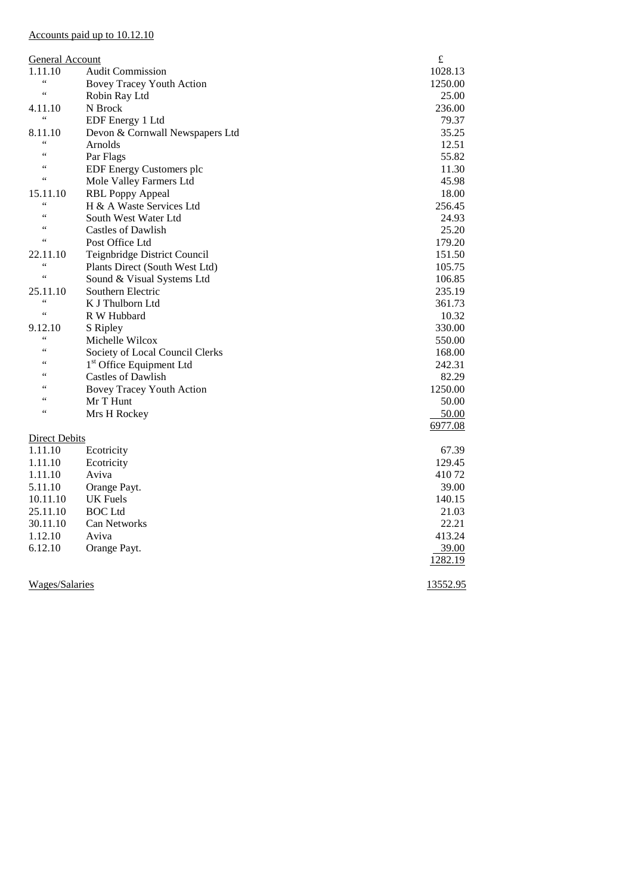Accounts paid up to 10.12.10

| General Account | | £ |
|---|---|---|
| 1.11.10 | Audit Commission | 1028.13 |
| " | Bovey Tracey Youth Action | 1250.00 |
| " | Robin Ray Ltd | 25.00 |
| 4.11.10 | N Brock | 236.00 |
| " | EDF Energy 1 Ltd | 79.37 |
| 8.11.10 | Devon & Cornwall Newspapers Ltd | 35.25 |
| " | Arnolds | 12.51 |
| " | Par Flags | 55.82 |
| " | EDF Energy Customers plc | 11.30 |
| " | Mole Valley Farmers Ltd | 45.98 |
| 15.11.10 | RBL Poppy Appeal | 18.00 |
| " | H & A Waste Services Ltd | 256.45 |
| " | South West Water Ltd | 24.93 |
| " | Castles of Dawlish | 25.20 |
| " | Post Office Ltd | 179.20 |
| 22.11.10 | Teignbridge District Council | 151.50 |
| " | Plants Direct (South West Ltd) | 105.75 |
| " | Sound & Visual Systems Ltd | 106.85 |
| 25.11.10 | Southern Electric | 235.19 |
| " | K J Thulborn Ltd | 361.73 |
| " | R W Hubbard | 10.32 |
| 9.12.10 | S Ripley | 330.00 |
| " | Michelle Wilcox | 550.00 |
| " | Society of Local Council Clerks | 168.00 |
| " | 1st Office Equipment Ltd | 242.31 |
| " | Castles of Dawlish | 82.29 |
| " | Bovey Tracey Youth Action | 1250.00 |
| " | Mr T Hunt | 50.00 |
| " | Mrs H Rockey | 50.00 |
| | | 6977.08 |
| **Direct Debits** | | |
| 1.11.10 | Ecotricity | 67.39 |
| 1.11.10 | Ecotricity | 129.45 |
| 1.11.10 | Aviva | 410 72 |
| 5.11.10 | Orange Payt. | 39.00 |
| 10.11.10 | UK Fuels | 140.15 |
| 25.11.10 | BOC Ltd | 21.03 |
| 30.11.10 | Can Networks | 22.21 |
| 1.12.10 | Aviva | 413.24 |
| 6.12.10 | Orange Payt. | 39.00 |
| | | 1282.19 |
| **Wages/Salaries** | | 13552.95 |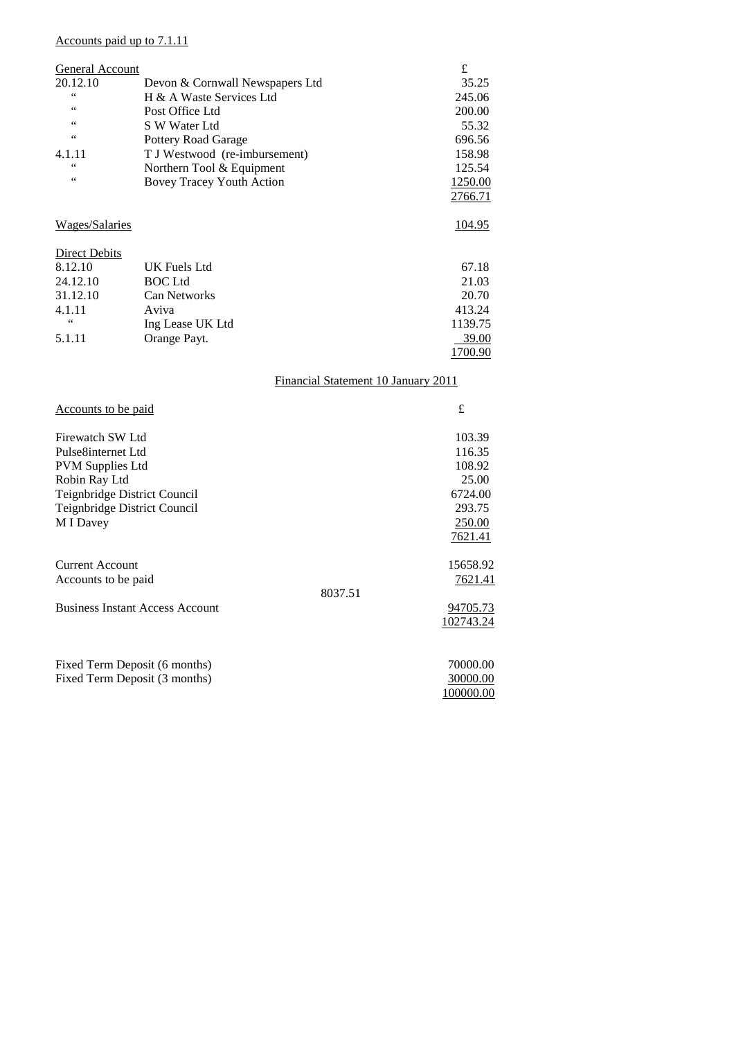Accounts paid up to 7.1.11

| General Account | | £ |
|---|---|---|
| 20.12.10 | Devon & Cornwall Newspapers Ltd | 35.25 |
| " | H & A Waste Services Ltd | 245.06 |
| " | Post Office Ltd | 200.00 |
| " | S W Water Ltd | 55.32 |
| " | Pottery Road Garage | 696.56 |
| 4.1.11 | T J Westwood (re-imbursement) | 158.98 |
| " | Northern Tool & Equipment | 125.54 |
| " | Bovey Tracey Youth Action | 1250.00 |
| | | 2766.71 |
| Wages/Salaries | | 104.95 |
| Direct Debits | | |
| 8.12.10 | UK Fuels Ltd | 67.18 |
| 24.12.10 | BOC Ltd | 21.03 |
| 31.12.10 | Can Networks | 20.70 |
| 4.1.11 | Aviva | 413.24 |
| " | Ing Lease UK Ltd | 1139.75 |
| 5.1.11 | Orange Payt. | 39.00 |
| | | 1700.90 |

Financial Statement 10 January 2011

| Accounts to be paid | | £ |
|---|---|---|
| Firewatch SW Ltd | | 103.39 |
| Pulse8internet Ltd | | 116.35 |
| PVM Supplies Ltd | | 108.92 |
| Robin Ray Ltd | | 25.00 |
| Teignbridge District Council | | 6724.00 |
| Teignbridge District Council | | 293.75 |
| M I Davey | | 250.00 |
| | | 7621.41 |
| Current Account | | 15658.92 |
| Accounts to be paid | | 7621.41 |
| | 8037.51 | |
| Business Instant Access Account | | 94705.73 |
| | | 102743.24 |
| Fixed Term Deposit (6 months) | | 70000.00 |
| Fixed Term Deposit (3 months) | | 30000.00 |
| | | 100000.00 |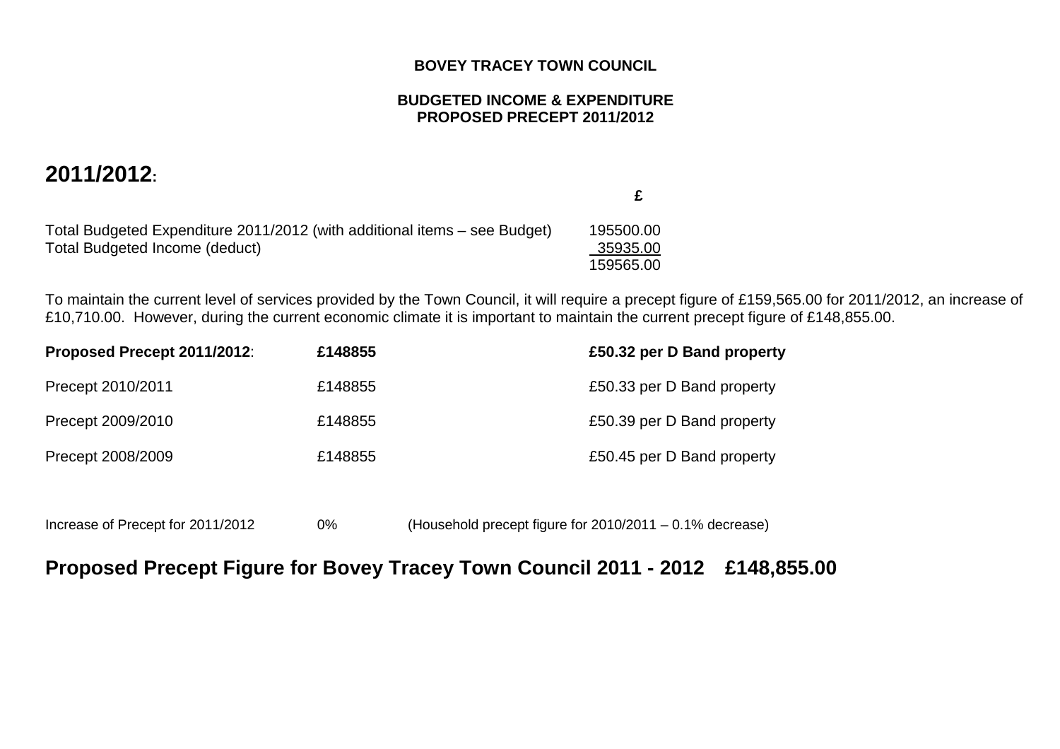**BOVEY TRACEY TOWN COUNCIL**

**BUDGETED INCOME & EXPENDITURE**
**PROPOSED PRECEPT 2011/2012**

# 2011/2012:

| | £ |
|---|---|
| Total Budgeted Expenditure 2011/2012 (with additional items – see Budget) | 195500.00 |
| Total Budgeted Income (deduct) | 35935.00 |
| | 159565.00 |

To maintain the current level of services provided by the Town Council, it will require a precept figure of £159,565.00 for 2011/2012, an increase of £10,710.00. However, during the current economic climate it is important to maintain the current precept figure of £148,855.00.

| | | |
|---|---|---|
| **Proposed Precept 2011/2012**: | **£148855** | **£50.32 per D Band property** |
| Precept 2010/2011 | £148855 | £50.33 per D Band property |
| Precept 2009/2010 | £148855 | £50.39 per D Band property |
| Precept 2008/2009 | £148855 | £50.45 per D Band property |

Increase of Precept for 2011/2012 0% (Household precept figure for 2010/2011 – 0.1% decrease)

## Proposed Precept Figure for Bovey Tracey Town Council 2011 - 2012 £148,855.00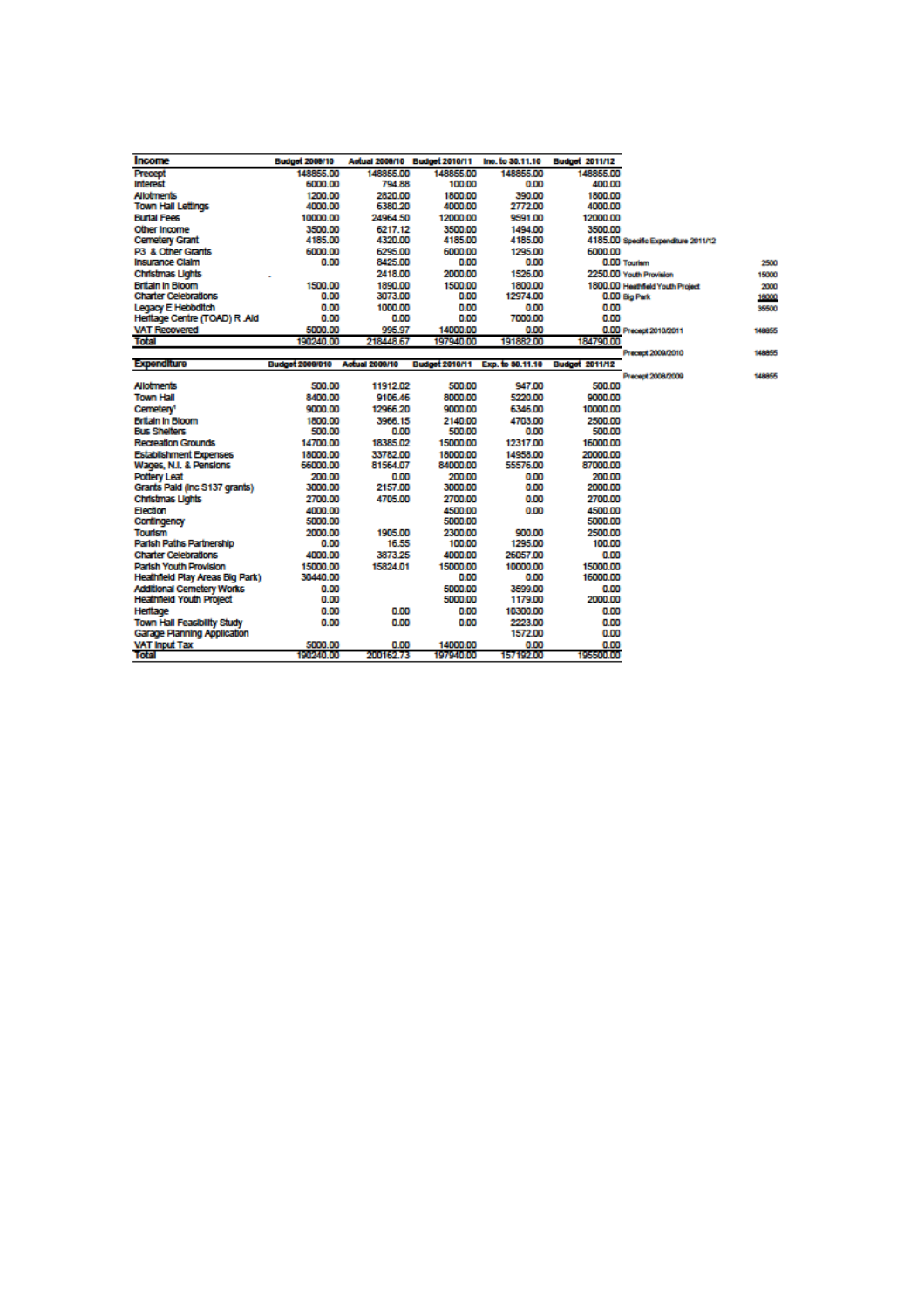| Income | Budget 2009/10 | Actual 2009/10 | Budget 2010/11 | Inc. to 30.11.10 | Budget 2011/12 |
|---|---|---|---|---|---|
| Precept | 148855.00 | 148855.00 | 148855.00 | 148855.00 | 148855.00 |
| Interest | 6000.00 | 794.88 | 100.00 | 0.00 | 400.00 |
| Allotments | 1200.00 | 2820.00 | 1800.00 | 390.00 | 1800.00 |
| Town Hall Lettings | 4000.00 | 6380.20 | 4000.00 | 2772.00 | 4000.00 |
| Burial Fees | 10000.00 | 24964.50 | 12000.00 | 9591.00 | 12000.00 |
| Other Income | 3500.00 | 6217.12 | 3500.00 | 1494.00 | 3500.00 |
| Cemetery Grant | 4185.00 | 4320.00 | 4185.00 | 4185.00 | 4185.00 |
| P3 & Other Grants | 6000.00 | 6295.00 | 6000.00 | 1295.00 | 6000.00 |
| Insurance Claim | 0.00 | 8425.00 | 0.00 | 0.00 | 0.00 |
| Christmas Lights | - | 2418.00 | 2000.00 | 1526.00 | 2250.00 |
| Britain in Bloom | 1500.00 | 1890.00 | 1500.00 | 1800.00 | 1800.00 |
| Charter Celebrations | 0.00 | 3073.00 | 0.00 | 12974.00 | 0.00 |
| Legacy E Hebditch | 0.00 | 1000.00 | 0.00 | 0.00 | 0.00 |
| Heritage Centre (TOAD) R .Aid | 0.00 | 0.00 | 0.00 | 7000.00 | 0.00 |
| VAT Recovered | 5000.00 | 995.97 | 14000.00 | 0.00 | 0.00 |
| **Total** | 190240.00 | 218448.67 | 197940.00 | 191882.00 | 184790.00 |

| Specific Expenditure 2011/12 | |
|---|---|
| Tourism | 2500 |
| Youth Provision | 15000 |
| Heathfield Youth Project | 2000 |
| Big Park | 16000 |
| | 35500 |
| Precept 2010/2011 | 148855 |
| Precept 2009/2010 | 148855 |
| Precept 2008/2009 | 148855 |

| Expenditure | Budget 2009/010 | Actual 2009/10 | Budget 2010/11 | Exp. to 30.11.10 | Budget 2011/12 |
|---|---|---|---|---|---|
| Allotments | 500.00 | 11912.02 | 500.00 | 947.00 | 500.00 |
| Town Hall | 8400.00 | 9106.46 | 8000.00 | 5220.00 | 9000.00 |
| Cemetery[1] | 9000.00 | 12966.20 | 9000.00 | 6346.00 | 10000.00 |
| Britain in Bloom | 1800.00 | 3966.15 | 2140.00 | 4703.00 | 2500.00 |
| Bus Shelters | 500.00 | 0.00 | 500.00 | 0.00 | 500.00 |
| Recreation Grounds | 14700.00 | 18385.02 | 15000.00 | 12317.00 | 16000.00 |
| Establishment Expenses | 18000.00 | 33782.00 | 18000.00 | 14958.00 | 20000.00 |
| Wages, N.I. & Pensions | 66000.00 | 81564.07 | 84000.00 | 55576.00 | 87000.00 |
| Pottery Leat | 200.00 | 0.00 | 200.00 | 0.00 | 200.00 |
| Grants Paid (inc S137 grants) | 3000.00 | 2157.00 | 3000.00 | 0.00 | 2000.00 |
| Christmas Lights | 2700.00 | 4705.00 | 2700.00 | 0.00 | 2700.00 |
| Election | 4000.00 | | 4500.00 | 0.00 | 4500.00 |
| Contingency | 5000.00 | | 5000.00 | | 5000.00 |
| Tourism | 2000.00 | 1905.00 | 2300.00 | 900.00 | 2500.00 |
| Parish Paths Partnership | 0.00 | 16.55 | 100.00 | 1295.00 | 100.00 |
| Charter Celebrations | 4000.00 | 3873.25 | 4000.00 | 26057.00 | 0.00 |
| Parish Youth Provision | 15000.00 | 15824.01 | 15000.00 | 10000.00 | 15000.00 |
| Heathfield Play Areas Big Park) | 30440.00 | | 0.00 | 0.00 | 16000.00 |
| Additional Cemetery Works | 0.00 | | 5000.00 | 3599.00 | 0.00 |
| Heathfield Youth Project | 0.00 | | 5000.00 | 1179.00 | 2000.00 |
| Heritage | 0.00 | 0.00 | 0.00 | 10300.00 | 0.00 |
| Town Hall Feasibility Study | 0.00 | 0.00 | 0.00 | 2223.00 | 0.00 |
| Garage Planning Application | | | | 1572.00 | 0.00 |
| VAT Input Tax | 5000.00 | 0.00 | 14000.00 | 0.00 | 0.00 |
| **Total** | 190240.00 | 200162.73 | 197940.00 | 157192.00 | 195500.00 |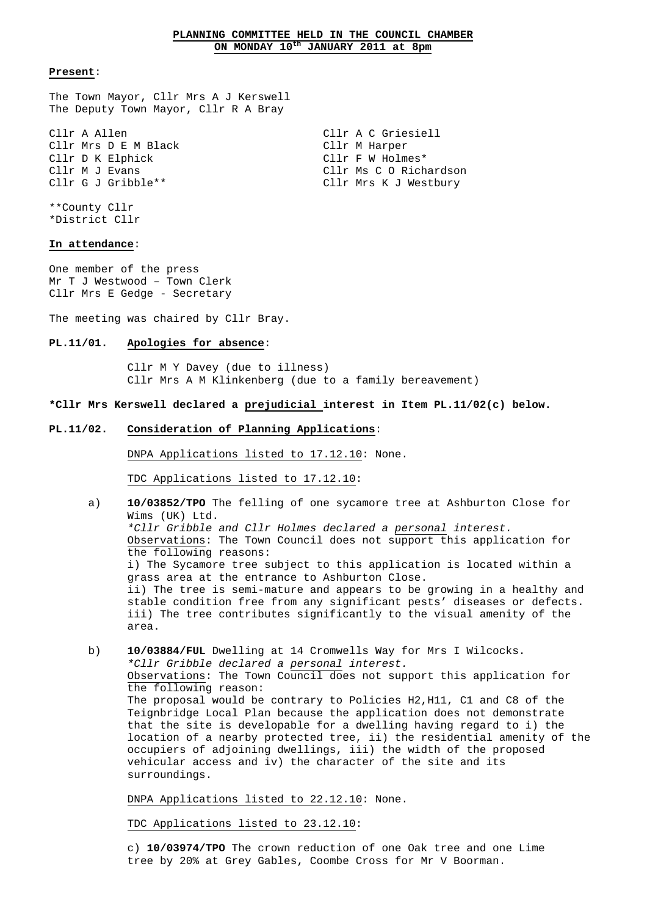# PLANNING COMMITTEE HELD IN THE COUNCIL CHAMBER ON MONDAY 10th JANUARY 2011 at 8pm

**Present**:

The Town Mayor, Cllr Mrs A J Kerswell
The Deputy Town Mayor, Cllr R A Bray

Cllr A Allen
Cllr Mrs D E M Black
Cllr D K Elphick
Cllr M J Evans
Cllr G J Gribble**
Cllr A C Griesiell
Cllr M Harper
Cllr F W Holmes*
Cllr Ms C O Richardson
Cllr Mrs K J Westbury

**County Cllr
*District Cllr

**In attendance**:

One member of the press
Mr T J Westwood – Town Clerk
Cllr Mrs E Gedge - Secretary

The meeting was chaired by Cllr Bray.

**PL.11/01. Apologies for absence**:

Cllr M Y Davey (due to illness)
Cllr Mrs A M Klinkenberg (due to a family bereavement)

***Cllr Mrs Kerswell declared a prejudicial interest in Item PL.11/02(c) below.**

**PL.11/02. Consideration of Planning Applications**:

DNPA Applications listed to 17.12.10: None.

TDC Applications listed to 17.12.10:

a) **10/03852/TPO** The felling of one sycamore tree at Ashburton Close for Wims (UK) Ltd.
*\*Cllr Gribble and Cllr Holmes declared a personal interest.*
Observations: The Town Council does not support this application for the following reasons:
i) The Sycamore tree subject to this application is located within a grass area at the entrance to Ashburton Close.
ii) The tree is semi-mature and appears to be growing in a healthy and stable condition free from any significant pests' diseases or defects.
iii) The tree contributes significantly to the visual amenity of the area.

b) **10/03884/FUL** Dwelling at 14 Cromwells Way for Mrs I Wilcocks.
*\*Cllr Gribble declared a personal interest.*
Observations: The Town Council does not support this application for the following reason:
The proposal would be contrary to Policies H2,H11, C1 and C8 of the Teignbridge Local Plan because the application does not demonstrate that the site is developable for a dwelling having regard to i) the location of a nearby protected tree, ii) the residential amenity of the occupiers of adjoining dwellings, iii) the width of the proposed vehicular access and iv) the character of the site and its surroundings.

DNPA Applications listed to 22.12.10: None.

TDC Applications listed to 23.12.10:

c) **10/03974/TPO** The crown reduction of one Oak tree and one Lime tree by 20% at Grey Gables, Coombe Cross for Mr V Boorman.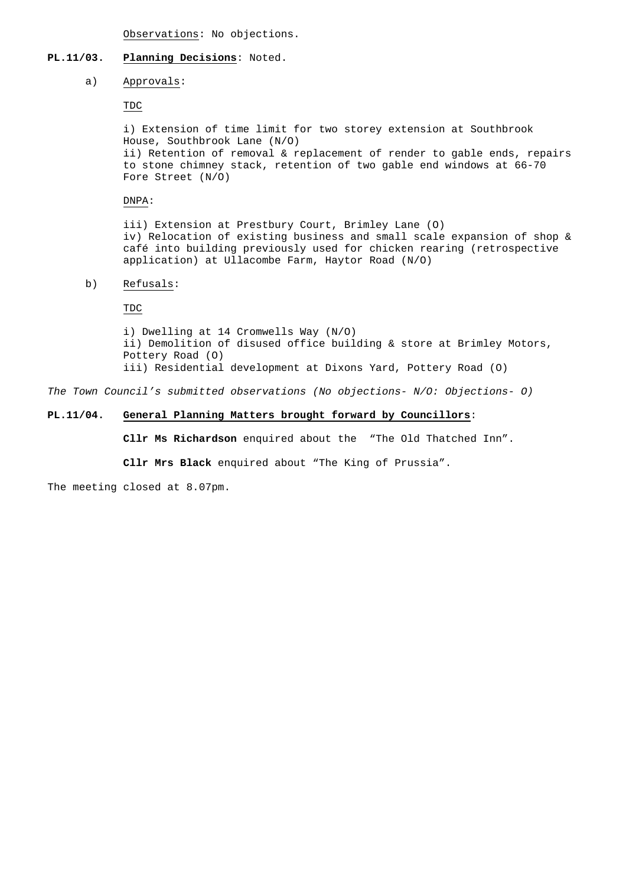Observations: No objections.

**PL.11/03.** **Planning Decisions**: Noted.

a) Approvals:

TDC

i) Extension of time limit for two storey extension at Southbrook House, Southbrook Lane (N/O)
ii) Retention of removal & replacement of render to gable ends, repairs to stone chimney stack, retention of two gable end windows at 66-70 Fore Street (N/O)

DNPA:

iii) Extension at Prestbury Court, Brimley Lane (O)
iv) Relocation of existing business and small scale expansion of shop & café into building previously used for chicken rearing (retrospective application) at Ullacombe Farm, Haytor Road (N/O)

b) Refusals:

TDC

i) Dwelling at 14 Cromwells Way (N/O)
ii) Demolition of disused office building & store at Brimley Motors, Pottery Road (O)
iii) Residential development at Dixons Yard, Pottery Road (O)

*The Town Council's submitted observations (No objections- N/O: Objections- O)*

**PL.11/04.** **General Planning Matters brought forward by Councillors**:

**Cllr Ms Richardson** enquired about the "The Old Thatched Inn".

**Cllr Mrs Black** enquired about "The King of Prussia".

The meeting closed at 8.07pm.